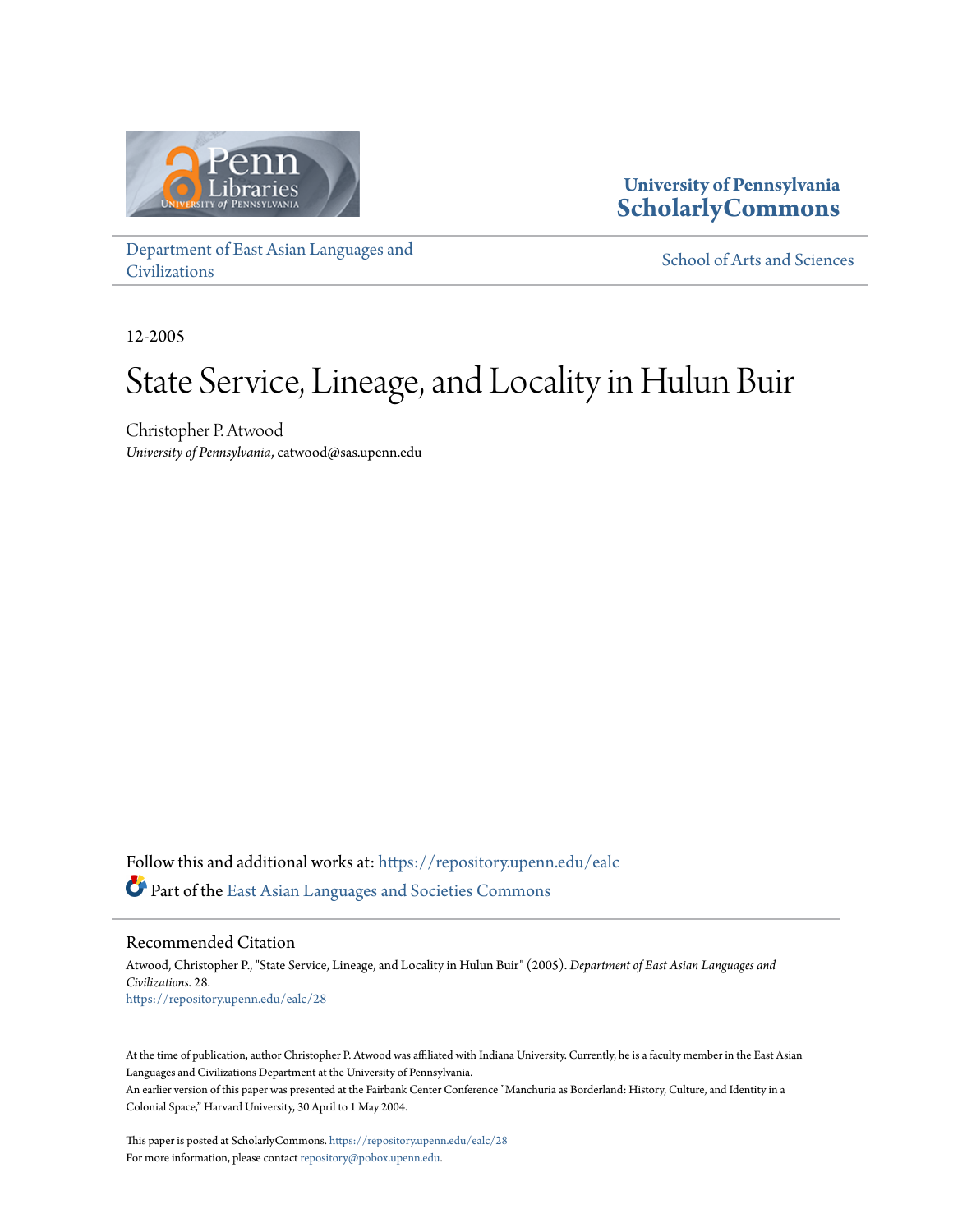University of Pennsylvania
**ScholarlyCommons**

[Department of East Asian Languages and Civilizations](https://repository.upenn.edu/ealc) | [School of Arts and Sciences]

12-2005

# State Service, Lineage, and Locality in Hulun Buir

Christopher P. Atwood
*University of Pennsylvania*, catwood@sas.upenn.edu

Follow this and additional works at: https://repository.upenn.edu/ealc

Part of the East Asian Languages and Societies Commons

## Recommended Citation

Atwood, Christopher P., "State Service, Lineage, and Locality in Hulun Buir" (2005). *Department of East Asian Languages and Civilizations*. 28.
https://repository.upenn.edu/ealc/28

At the time of publication, author Christopher P. Atwood was affiliated with Indiana University. Currently, he is a faculty member in the East Asian Languages and Civilizations Department at the University of Pennsylvania.
An earlier version of this paper was presented at the Fairbank Center Conference "Manchuria as Borderland: History, Culture, and Identity in a Colonial Space," Harvard University, 30 April to 1 May 2004.

This paper is posted at ScholarlyCommons. https://repository.upenn.edu/ealc/28
For more information, please contact repository@pobox.upenn.edu.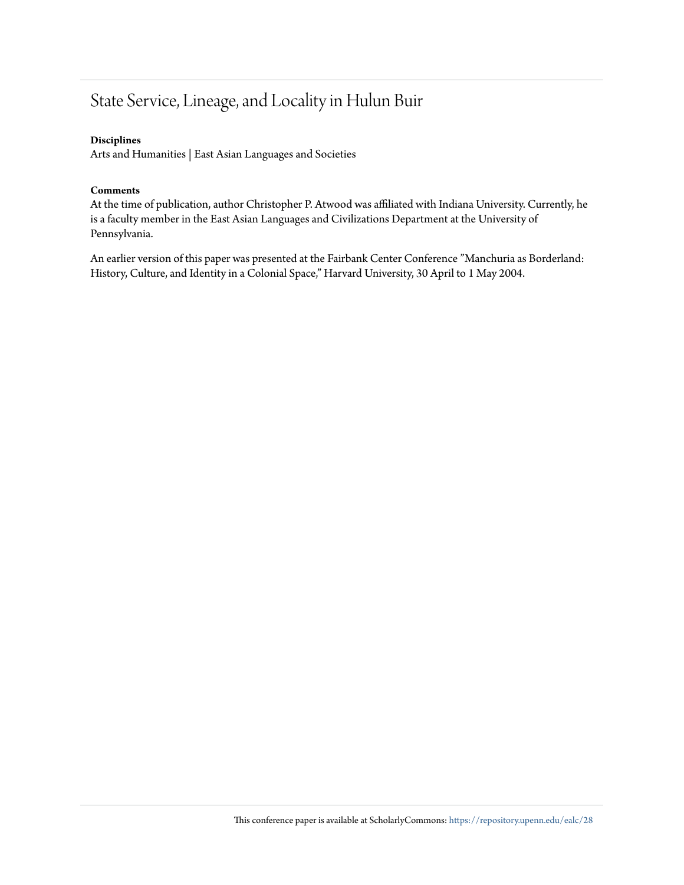# State Service, Lineage, and Locality in Hulun Buir

**Disciplines**

Arts and Humanities | East Asian Languages and Societies

**Comments**

At the time of publication, author Christopher P. Atwood was affiliated with Indiana University. Currently, he is a faculty member in the East Asian Languages and Civilizations Department at the University of Pennsylvania.

An earlier version of this paper was presented at the Fairbank Center Conference "Manchuria as Borderland: History, Culture, and Identity in a Colonial Space," Harvard University, 30 April to 1 May 2004.

This conference paper is available at ScholarlyCommons: https://repository.upenn.edu/ealc/28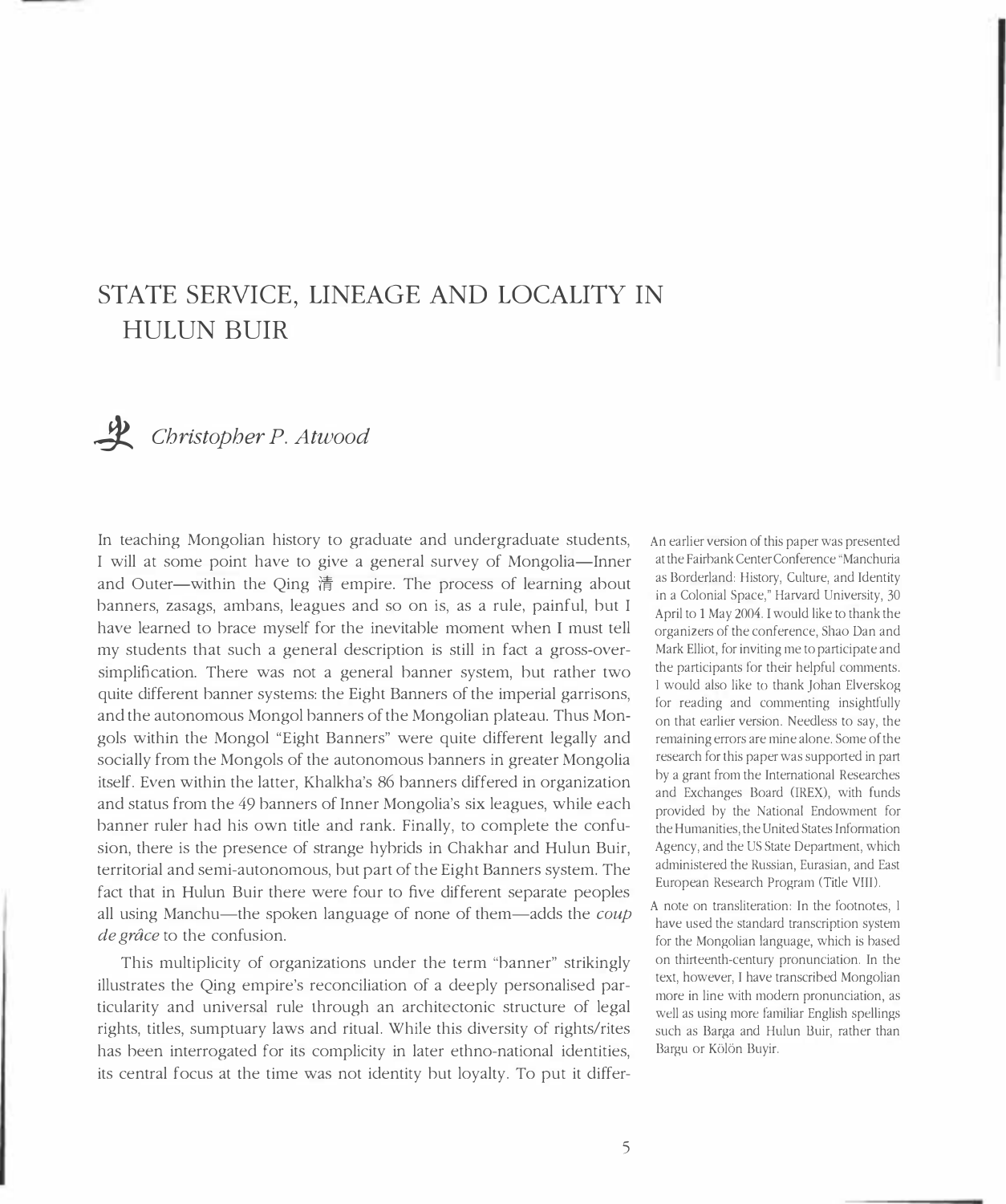# STATE SERVICE, LINEAGE AND LOCALITY IN HULUN BUIR

史 *Christopher P. Atwood*

In teaching Mongolian history to graduate and undergraduate students, I will at some point have to give a general survey of Mongolia—Inner and Outer—within the Qing 清 empire. The process of learning about banners, zasags, ambans, leagues and so on is, as a rule, painful, but I have learned to brace myself for the inevitable moment when I must tell my students that such a general description is still in fact a gross-oversimplification. There was not a general banner system, but rather two quite different banner systems: the Eight Banners of the imperial garrisons, and the autonomous Mongol banners of the Mongolian plateau. Thus Mongols within the Mongol "Eight Banners" were quite different legally and socially from the Mongols of the autonomous banners in greater Mongolia itself. Even within the latter, Khalkha's 86 banners differed in organization and status from the 49 banners of Inner Mongolia's six leagues, while each banner ruler had his own title and rank. Finally, to complete the confusion, there is the presence of strange hybrids in Chakhar and Hulun Buir, territorial and semi-autonomous, but part of the Eight Banners system. The fact that in Hulun Buir there were four to five different separate peoples all using Manchu—the spoken language of none of them—adds the *coup de grâce* to the confusion.

This multiplicity of organizations under the term "banner" strikingly illustrates the Qing empire's reconciliation of a deeply personalised particularity and universal rule through an architectonic structure of legal rights, titles, sumptuary laws and ritual. While this diversity of rights/rites has been interrogated for its complicity in later ethno-national identities, its central focus at the time was not identity but loyalty. To put it differ-

An earlier version of this paper was presented at the Fairbank Center Conference "Manchuria as Borderland: History, Culture, and Identity in a Colonial Space," Harvard University, 30 April to 1 May 2004. I would like to thank the organizers of the conference, Shao Dan and Mark Elliot, for inviting me to participate and the participants for their helpful comments. I would also like to thank Johan Elverskog for reading and commenting insightfully on that earlier version. Needless to say, the remaining errors are mine alone. Some of the research for this paper was supported in part by a grant from the International Researches and Exchanges Board (IREX), with funds provided by the National Endowment for the Humanities, the United States Information Agency, and the US State Department, which administered the Russian, Eurasian, and East European Research Program (Title VIII).

A note on transliteration: In the footnotes, I have used the standard transcription system for the Mongolian language, which is based on thirteenth-century pronunciation. In the text, however, I have transcribed Mongolian more in line with modern pronunciation, as well as using more familiar English spellings such as Barga and Hulun Buir, rather than Bargu or Kölön Buyir.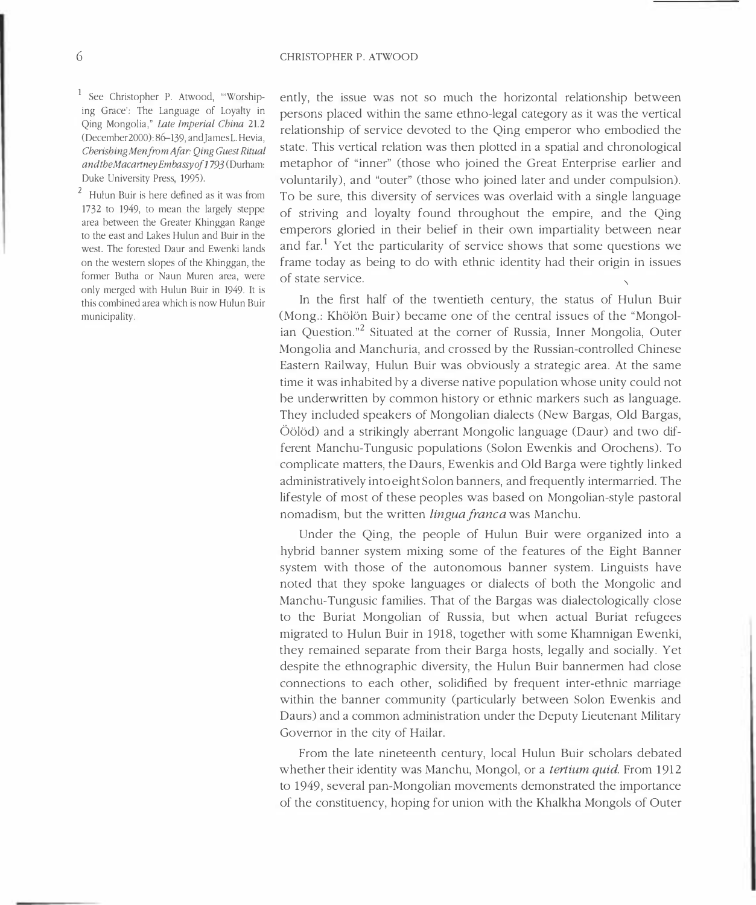ently, the issue was not so much the horizontal relationship between persons placed within the same ethno-legal category as it was the vertical relationship of service devoted to the Qing emperor who embodied the state. This vertical relation was then plotted in a spatial and chronological metaphor of "inner" (those who joined the Great Enterprise earlier and voluntarily), and "outer" (those who joined later and under compulsion). To be sure, this diversity of services was overlaid with a single language of striving and loyalty found throughout the empire, and the Qing emperors gloried in their belief in their own impartiality between near and far.[1] Yet the particularity of service shows that some questions we frame today as being to do with ethnic identity had their origin in issues of state service.

In the first half of the twentieth century, the status of Hulun Buir (Mong.: Khölön Buir) became one of the central issues of the "Mongolian Question."[2] Situated at the corner of Russia, Inner Mongolia, Outer Mongolia and Manchuria, and crossed by the Russian-controlled Chinese Eastern Railway, Hulun Buir was obviously a strategic area. At the same time it was inhabited by a diverse native population whose unity could not be underwritten by common history or ethnic markers such as language. They included speakers of Mongolian dialects (New Bargas, Old Bargas, Öölöd) and a strikingly aberrant Mongolic language (Daur) and two different Manchu-Tungusic populations (Solon Ewenkis and Orochens). To complicate matters, the Daurs, Ewenkis and Old Barga were tightly linked administratively into eight Solon banners, and frequently intermarried. The lifestyle of most of these peoples was based on Mongolian-style pastoral nomadism, but the written *lingua franca* was Manchu.

Under the Qing, the people of Hulun Buir were organized into a hybrid banner system mixing some of the features of the Eight Banner system with those of the autonomous banner system. Linguists have noted that they spoke languages or dialects of both the Mongolic and Manchu-Tungusic families. That of the Bargas was dialectologically close to the Buriat Mongolian of Russia, but when actual Buriat refugees migrated to Hulun Buir in 1918, together with some Khamnigan Ewenki, they remained separate from their Barga hosts, legally and socially. Yet despite the ethnographic diversity, the Hulun Buir bannermen had close connections to each other, solidified by frequent inter-ethnic marriage within the banner community (particularly between Solon Ewenkis and Daurs) and a common administration under the Deputy Lieutenant Military Governor in the city of Hailar.

From the late nineteenth century, local Hulun Buir scholars debated whether their identity was Manchu, Mongol, or a *tertium quid*. From 1912 to 1949, several pan-Mongolian movements demonstrated the importance of the constituency, hoping for union with the Khalkha Mongols of Outer

---

[1] See Christopher P. Atwood, "'Worshiping Grace': The Language of Loyalty in Qing Mongolia," *Late Imperial China* 21.2 (December 2000): 86–139, and James L. Hevia, *Cherishing Men from Afar: Qing Guest Ritual and the Macartney Embassy of 1793* (Durham: Duke University Press, 1995).

[2] Hulun Buir is here defined as it was from 1732 to 1949, to mean the largely steppe area between the Greater Khinggan Range to the east and Lakes Hulun and Buir in the west. The forested Daur and Ewenki lands on the western slopes of the Khinggan, the former Butha or Naun Muren area, were only merged with Hulun Buir in 1949. It is this combined area which is now Hulun Buir municipality.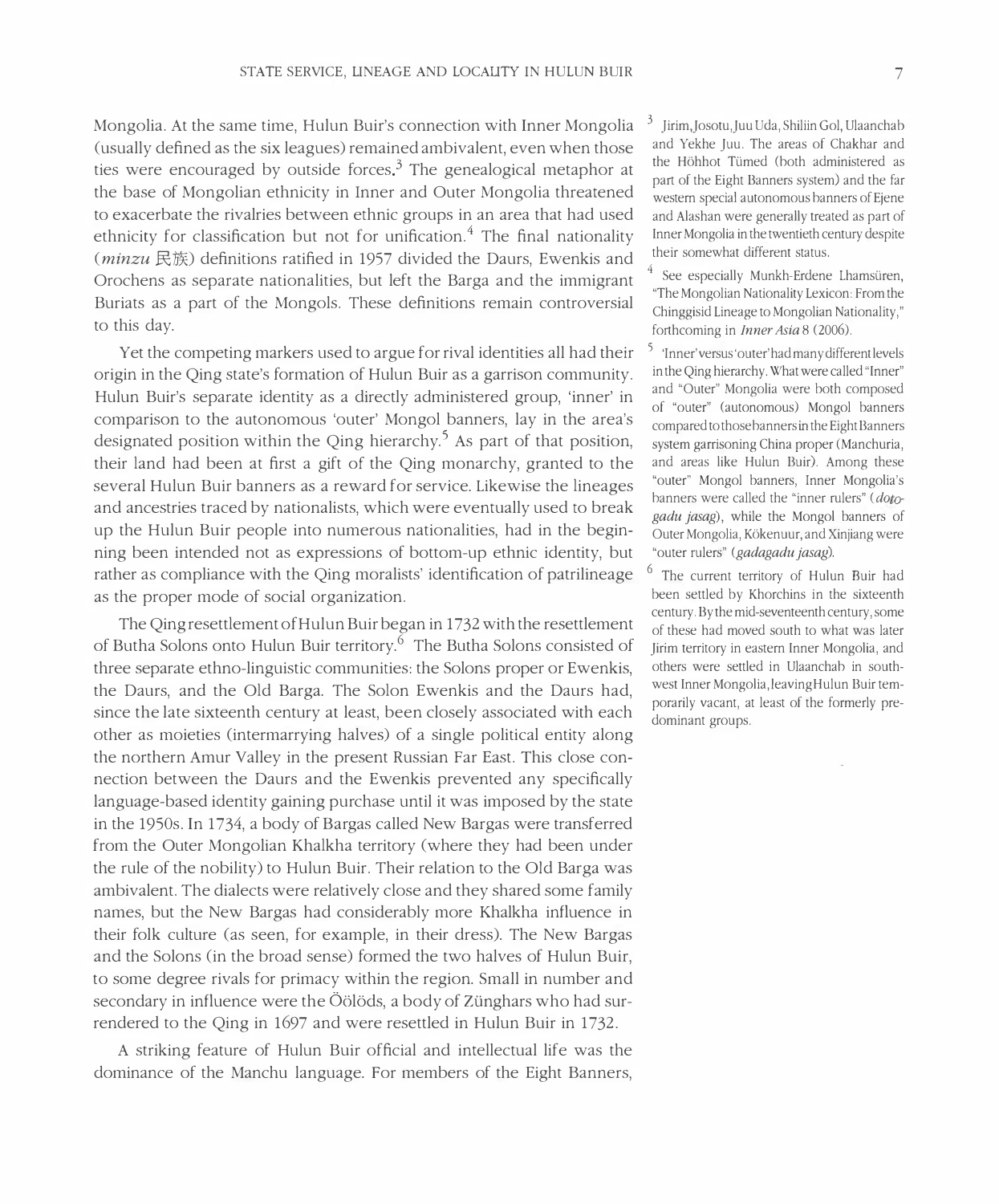Mongolia. At the same time, Hulun Buir's connection with Inner Mongolia (usually defined as the six leagues) remained ambivalent, even when those ties were encouraged by outside forces.[3] The genealogical metaphor at the base of Mongolian ethnicity in Inner and Outer Mongolia threatened to exacerbate the rivalries between ethnic groups in an area that had used ethnicity for classification but not for unification.[4] The final nationality (*minzu* 民族) definitions ratified in 1957 divided the Daurs, Ewenkis and Orochens as separate nationalities, but left the Barga and the immigrant Buriats as a part of the Mongols. These definitions remain controversial to this day.

Yet the competing markers used to argue for rival identities all had their origin in the Qing state's formation of Hulun Buir as a garrison community. Hulun Buir's separate identity as a directly administered group, 'inner' in comparison to the autonomous 'outer' Mongol banners, lay in the area's designated position within the Qing hierarchy.[5] As part of that position, their land had been at first a gift of the Qing monarchy, granted to the several Hulun Buir banners as a reward for service. Likewise the lineages and ancestries traced by nationalists, which were eventually used to break up the Hulun Buir people into numerous nationalities, had in the beginning been intended not as expressions of bottom-up ethnic identity, but rather as compliance with the Qing moralists' identification of patrilineage as the proper mode of social organization.

The Qing resettlement of Hulun Buir began in 1732 with the resettlement of Butha Solons onto Hulun Buir territory.[6] The Butha Solons consisted of three separate ethno-linguistic communities: the Solons proper or Ewenkis, the Daurs, and the Old Barga. The Solon Ewenkis and the Daurs had, since the late sixteenth century at least, been closely associated with each other as moieties (intermarrying halves) of a single political entity along the northern Amur Valley in the present Russian Far East. This close connection between the Daurs and the Ewenkis prevented any specifically language-based identity gaining purchase until it was imposed by the state in the 1950s. In 1734, a body of Bargas called New Bargas were transferred from the Outer Mongolian Khalkha territory (where they had been under the rule of the nobility) to Hulun Buir. Their relation to the Old Barga was ambivalent. The dialects were relatively close and they shared some family names, but the New Bargas had considerably more Khalkha influence in their folk culture (as seen, for example, in their dress). The New Bargas and the Solons (in the broad sense) formed the two halves of Hulun Buir, to some degree rivals for primacy within the region. Small in number and secondary in influence were the Öölöds, a body of Zünghars who had surrendered to the Qing in 1697 and were resettled in Hulun Buir in 1732.

A striking feature of Hulun Buir official and intellectual life was the dominance of the Manchu language. For members of the Eight Banners,

---

[3] Jirim, Josotu, Juu Uda, Shiliin Gol, Ulaanchab and Yekhe Juu. The areas of Chakhar and the Höhhot Tümed (both administered as part of the Eight Banners system) and the far western special autonomous banners of Ejene and Alashan were generally treated as part of Inner Mongolia in the twentieth century despite their somewhat different status.

[4] See especially Munkh-Erdene Lhamsüren, "The Mongolian Nationality Lexicon: From the Chinggisid Lineage to Mongolian Nationality," forthcoming in *Inner Asia* 8 (2006).

[5] 'Inner' versus 'outer' had many different levels in the Qing hierarchy. What were called "Inner" and "Outer" Mongolia were both composed of "outer" (autonomous) Mongol banners compared to those banners in the Eight Banners system garrisoning China proper (Manchuria, and areas like Hulun Buir). Among these "outer" Mongol banners, Inner Mongolia's banners were called the "inner rulers" (*dotogadu jasag*), while the Mongol banners of Outer Mongolia, Kökenuur, and Xinjiang were "outer rulers" (*gadagadu jasag*).

[6] The current territory of Hulun Buir had been settled by Khorchins in the sixteenth century. By the mid-seventeenth century, some of these had moved south to what was later Jirim territory in eastern Inner Mongolia, and others were settled in Ulaanchab in southwest Inner Mongolia, leaving Hulun Buir temporarily vacant, at least of the formerly predominant groups.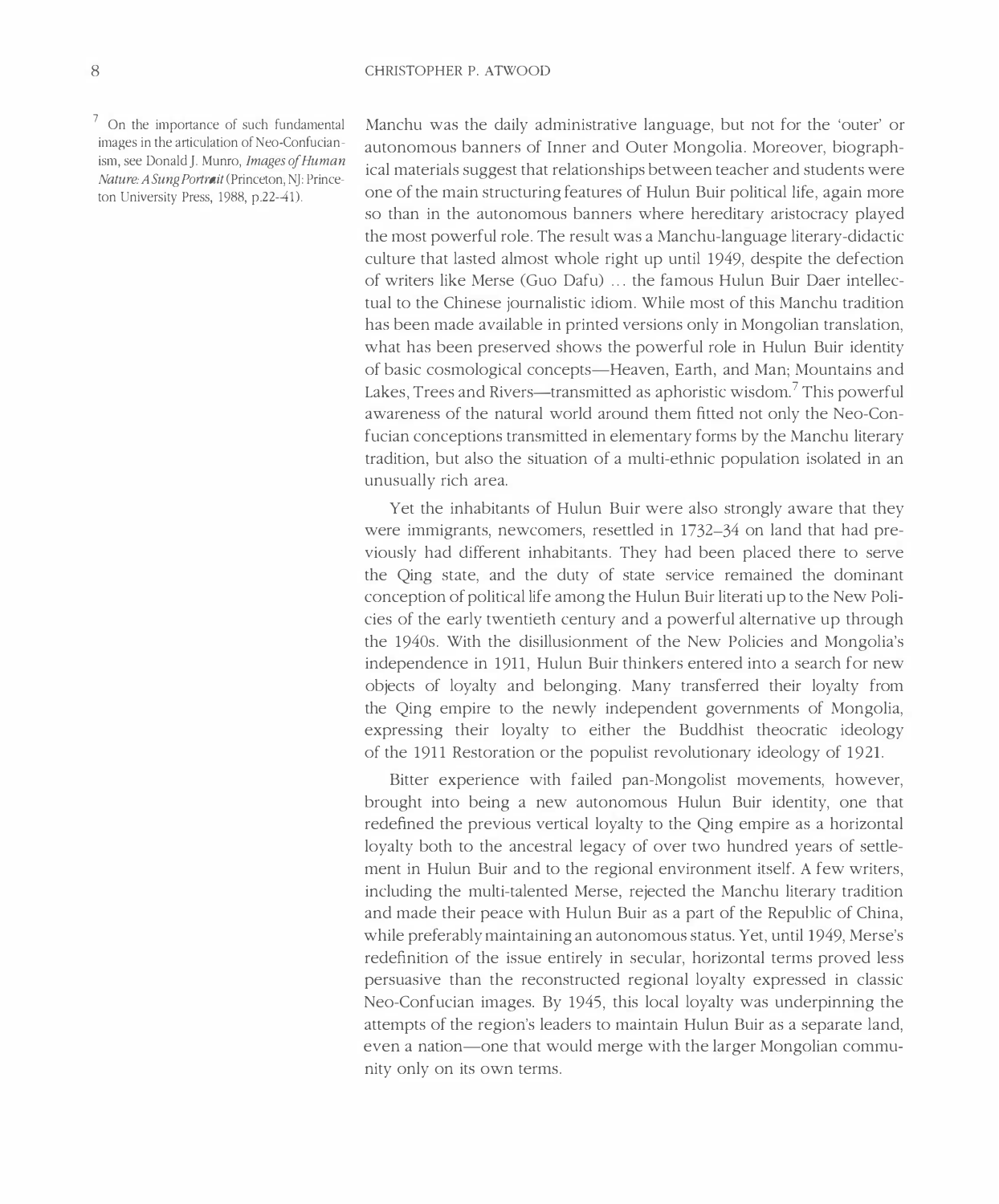Manchu was the daily administrative language, but not for the 'outer' or autonomous banners of Inner and Outer Mongolia. Moreover, biographical materials suggest that relationships between teacher and students were one of the main structuring features of Hulun Buir political life, again more so than in the autonomous banners where hereditary aristocracy played the most powerful role. The result was a Manchu-language literary-didactic culture that lasted almost whole right up until 1949, despite the defection of writers like Merse (Guo Dafu) ... the famous Hulun Buir Daer intellectual to the Chinese journalistic idiom. While most of this Manchu tradition has been made available in printed versions only in Mongolian translation, what has been preserved shows the powerful role in Hulun Buir identity of basic cosmological concepts—Heaven, Earth, and Man; Mountains and Lakes, Trees and Rivers—transmitted as aphoristic wisdom.[7] This powerful awareness of the natural world around them fitted not only the Neo-Confucian conceptions transmitted in elementary forms by the Manchu literary tradition, but also the situation of a multi-ethnic population isolated in an unusually rich area.

Yet the inhabitants of Hulun Buir were also strongly aware that they were immigrants, newcomers, resettled in 1732–34 on land that had previously had different inhabitants. They had been placed there to serve the Qing state, and the duty of state service remained the dominant conception of political life among the Hulun Buir literati up to the New Policies of the early twentieth century and a powerful alternative up through the 1940s. With the disillusionment of the New Policies and Mongolia's independence in 1911, Hulun Buir thinkers entered into a search for new objects of loyalty and belonging. Many transferred their loyalty from the Qing empire to the newly independent governments of Mongolia, expressing their loyalty to either the Buddhist theocratic ideology of the 1911 Restoration or the populist revolutionary ideology of 1921.

Bitter experience with failed pan-Mongolist movements, however, brought into being a new autonomous Hulun Buir identity, one that redefined the previous vertical loyalty to the Qing empire as a horizontal loyalty both to the ancestral legacy of over two hundred years of settlement in Hulun Buir and to the regional environment itself. A few writers, including the multi-talented Merse, rejected the Manchu literary tradition and made their peace with Hulun Buir as a part of the Republic of China, while preferably maintaining an autonomous status. Yet, until 1949, Merse's redefinition of the issue entirely in secular, horizontal terms proved less persuasive than the reconstructed regional loyalty expressed in classic Neo-Confucian images. By 1945, this local loyalty was underpinning the attempts of the region's leaders to maintain Hulun Buir as a separate land, even a nation—one that would merge with the larger Mongolian community only on its own terms.

[7] On the importance of such fundamental images in the articulation of Neo-Confucianism, see Donald J. Munro, *Images of Human Nature: A Sung Portrait* (Princeton, NJ: Princeton University Press, 1988, p.22–41).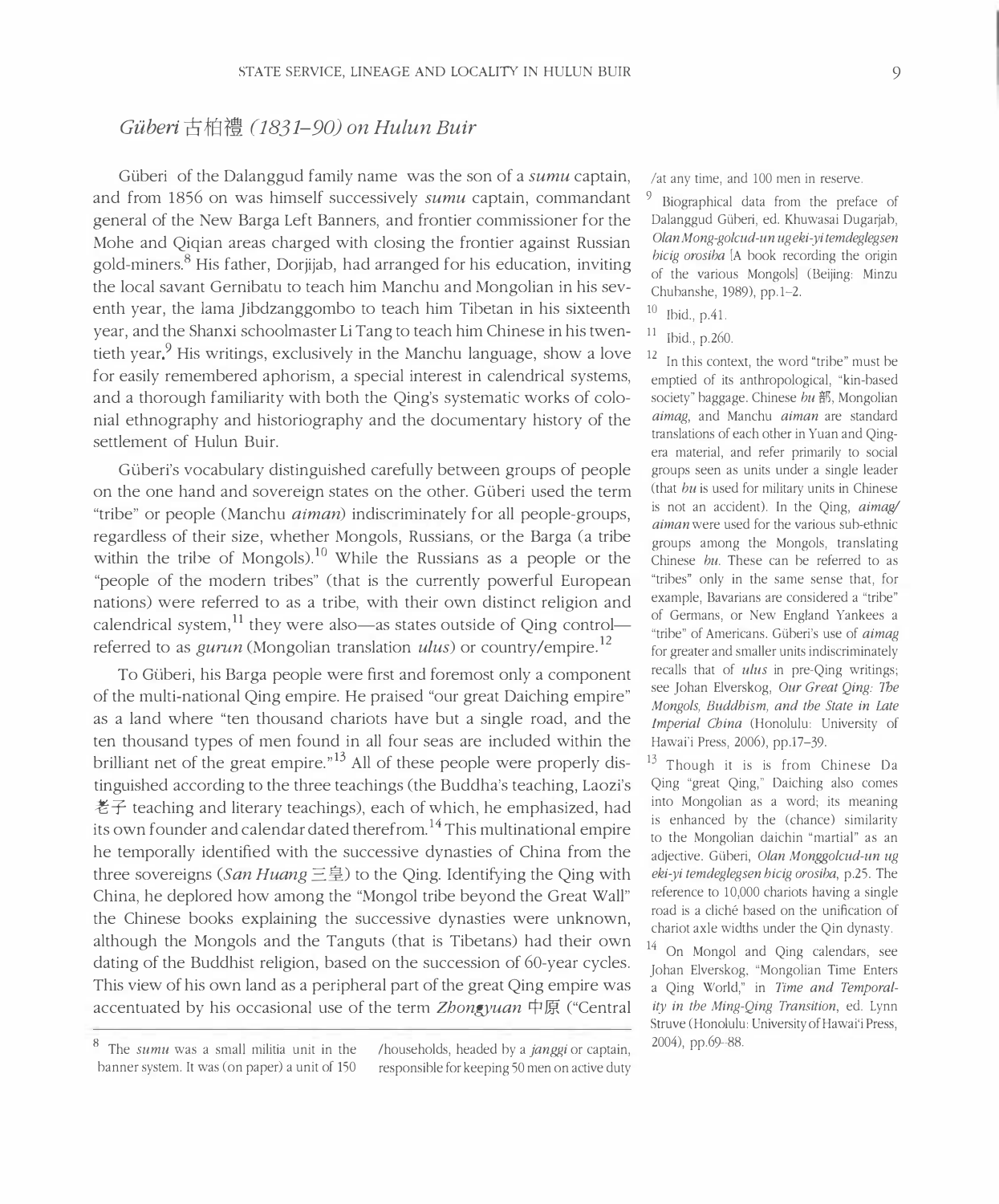## *Güberi* 古柏禮 *(1831–90) on Hulun Buir*

Güberi of the Dalanggud family name was the son of a *sumu* captain, and from 1856 on was himself successively *sumu* captain, commandant general of the New Barga Left Banners, and frontier commissioner for the Mohe and Qiqian areas charged with closing the frontier against Russian gold-miners.[8] His father, Dorjijab, had arranged for his education, inviting the local savant Gernibatu to teach him Manchu and Mongolian in his seventh year, the lama Jibdzanggombo to teach him Tibetan in his sixteenth year, and the Shanxi schoolmaster Li Tang to teach him Chinese in his twentieth year.[9] His writings, exclusively in the Manchu language, show a love for easily remembered aphorism, a special interest in calendrical systems, and a thorough familiarity with both the Qing's systematic works of colonial ethnography and historiography and the documentary history of the settlement of Hulun Buir.

Güberi's vocabulary distinguished carefully between groups of people on the one hand and sovereign states on the other. Güberi used the term "tribe" or people (Manchu *aiman*) indiscriminately for all people-groups, regardless of their size, whether Mongols, Russians, or the Barga (a tribe within the tribe of Mongols).[10] While the Russians as a people or the "people of the modern tribes" (that is the currently powerful European nations) were referred to as a tribe, with their own distinct religion and calendrical system,[11] they were also—as states outside of Qing control—referred to as *gurun* (Mongolian translation *ulus*) or country/empire.[12]

To Güberi, his Barga people were first and foremost only a component of the multi-national Qing empire. He praised "our great Daiching empire" as a land where "ten thousand chariots have but a single road, and the ten thousand types of men found in all four seas are included within the brilliant net of the great empire."[13] All of these people were properly distinguished according to the three teachings (the Buddha's teaching, Laozi's 老子 teaching and literary teachings), each of which, he emphasized, had its own founder and calendar dated therefrom.[14] This multinational empire he temporally identified with the successive dynasties of China from the three sovereigns (*San Huang* 三皇) to the Qing. Identifying the Qing with China, he deplored how among the "Mongol tribe beyond the Great Wall" the Chinese books explaining the successive dynasties were unknown, although the Mongols and the Tanguts (that is Tibetans) had their own dating of the Buddhist religion, based on the succession of 60-year cycles. This view of his own land as a peripheral part of the great Qing empire was accentuated by his occasional use of the term *Zhongyuan* 中原 ("Central

---

[8] The *sumu* was a small militia unit in the banner system. It was (on paper) a unit of 150 households, headed by a *janggi* or captain, responsible for keeping 50 men on active duty at any time, and 100 men in reserve.

[9] Biographical data from the preface of Dalanggud Güberi, ed. Khuwasai Dugarjab, *Olan Mong-golcud-un ug eki-yi temdeglegsen bicig orosiba* [A book recording the origin of the various Mongols] (Beijing: Minzu Chubanshe, 1989), pp.1–2.

[10] Ibid., p.41.

[11] Ibid., p.260.

[12] In this context, the word "tribe" must be emptied of its anthropological, "kin-based society" baggage. Chinese *bu* 部, Mongolian *aimag*, and Manchu *aiman* are standard translations of each other in Yuan and Qing-era material, and refer primarily to social groups seen as units under a single leader (that *bu* is used for military units in Chinese is not an accident). In the Qing, *aimag/aiman* were used for the various sub-ethnic groups among the Mongols, translating Chinese *bu*. These can be referred to as "tribes" only in the same sense that, for example, Bavarians are considered a "tribe" of Germans, or New England Yankees a "tribe" of Americans. Güberi's use of *aimag* for greater and smaller units indiscriminately recalls that of *ulus* in pre-Qing writings; see Johan Elverskog, *Our Great Qing: The Mongols, Buddhism, and the State in Late Imperial China* (Honolulu: University of Hawai'i Press, 2006), pp.17–39.

[13] Though it is is from Chinese Da Qing "great Qing," Daiching also comes into Mongolian as a word; its meaning is enhanced by the (chance) similarity to the Mongolian daichin "martial" as an adjective. Güberi, *Olan Monggolcud-un ug eki-yi temdeglegsen bicig orosiba*, p.25. The reference to 10,000 chariots having a single road is a cliché based on the unification of chariot axle widths under the Qin dynasty.

[14] On Mongol and Qing calendars, see Johan Elverskog, "Mongolian Time Enters a Qing World," in *Time and Temporality in the Ming-Qing Transition*, ed. Lynn Struve (Honolulu: University of Hawai'i Press, 2004), pp.69–88.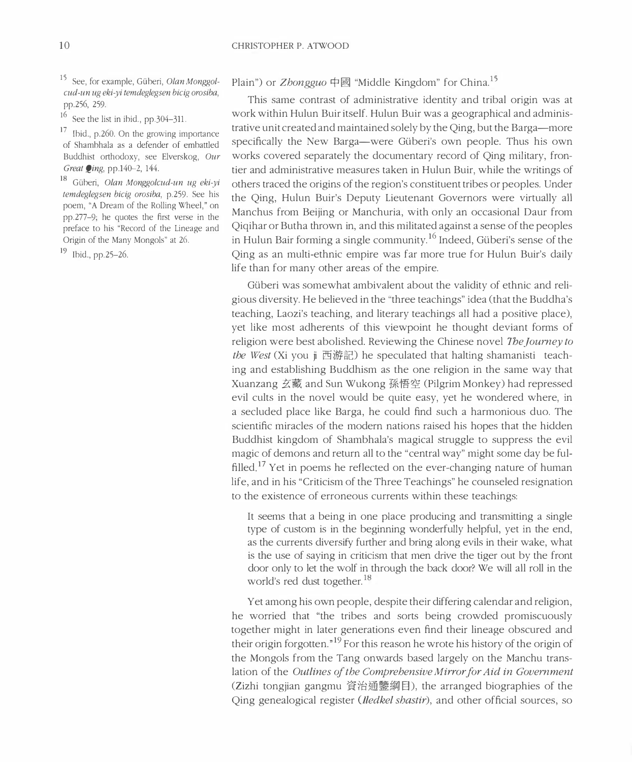Plain") or *Zhongguo* 中國 "Middle Kingdom" for China.[15]

This same contrast of administrative identity and tribal origin was at work within Hulun Buir itself. Hulun Buir was a geographical and administrative unit created and maintained solely by the Qing, but the Barga—more specifically the New Barga—were Güberi's own people. Thus his own works covered separately the documentary record of Qing military, frontier and administrative measures taken in Hulun Buir, while the writings of others traced the origins of the region's constituent tribes or peoples. Under the Qing, Hulun Buir's Deputy Lieutenant Governors were virtually all Manchus from Beijing or Manchuria, with only an occasional Daur from Qiqihar or Butha thrown in, and this militated against a sense of the peoples in Hulun Bair forming a single community.[16] Indeed, Güberi's sense of the Qing as an multi-ethnic empire was far more true for Hulun Buir's daily life than for many other areas of the empire.

Güberi was somewhat ambivalent about the validity of ethnic and religious diversity. He believed in the "three teachings" idea (that the Buddha's teaching, Laozi's teaching, and literary teachings all had a positive place), yet like most adherents of this viewpoint he thought deviant forms of religion were best abolished. Reviewing the Chinese novel *The Journey to the West* (Xi you ji 西游記) he speculated that halting shamanisti teaching and establishing Buddhism as the one religion in the same way that Xuanzang 玄藏 and Sun Wukong 孫悟空 (Pilgrim Monkey) had repressed evil cults in the novel would be quite easy, yet he wondered where, in a secluded place like Barga, he could find such a harmonious duo. The scientific miracles of the modern nations raised his hopes that the hidden Buddhist kingdom of Shambhala's magical struggle to suppress the evil magic of demons and return all to the "central way" might some day be fulfilled.[17] Yet in poems he reflected on the ever-changing nature of human life, and in his "Criticism of the Three Teachings" he counseled resignation to the existence of erroneous currents within these teachings:

> It seems that a being in one place producing and transmitting a single type of custom is in the beginning wonderfully helpful, yet in the end, as the currents diversify further and bring along evils in their wake, what is the use of saying in criticism that men drive the tiger out by the front door only to let the wolf in through the back door? We will all roll in the world's red dust together.[18]

Yet among his own people, despite their differing calendar and religion, he worried that "the tribes and sorts being crowded promiscuously together might in later generations even find their lineage obscured and their origin forgotten."[19] For this reason he wrote his history of the origin of the Mongols from the Tang onwards based largely on the Manchu translation of the *Outlines of the Comprehensive Mirror for Aid in Government* (Zizhi tongjian gangmu 資治通鑒綱目), the arranged biographies of the Qing genealogical register (*Iledkel shastir*), and other official sources, so

---

[15] See, for example, Güberi, *Olan Monggolcud-un ug eki-yi temdeglegsen bicig orosiba*, pp.256, 259.

[16] See the list in ibid., pp.304–311.

[17] Ibid., p.260. On the growing importance of Shambhala as a defender of embattled Buddhist orthodoxy, see Elverskog, *Our Great Qing*, pp.140–2, 144.

[18] Güberi, *Olan Monggolcud-un ug eki-yi temdeglegsen bicig orosiba*, p.259. See his poem, "A Dream of the Rolling Wheel," on pp.277–9; he quotes the first verse in the preface to his "Record of the Lineage and Origin of the Many Mongols" at 26.

[19] Ibid., pp.25–26.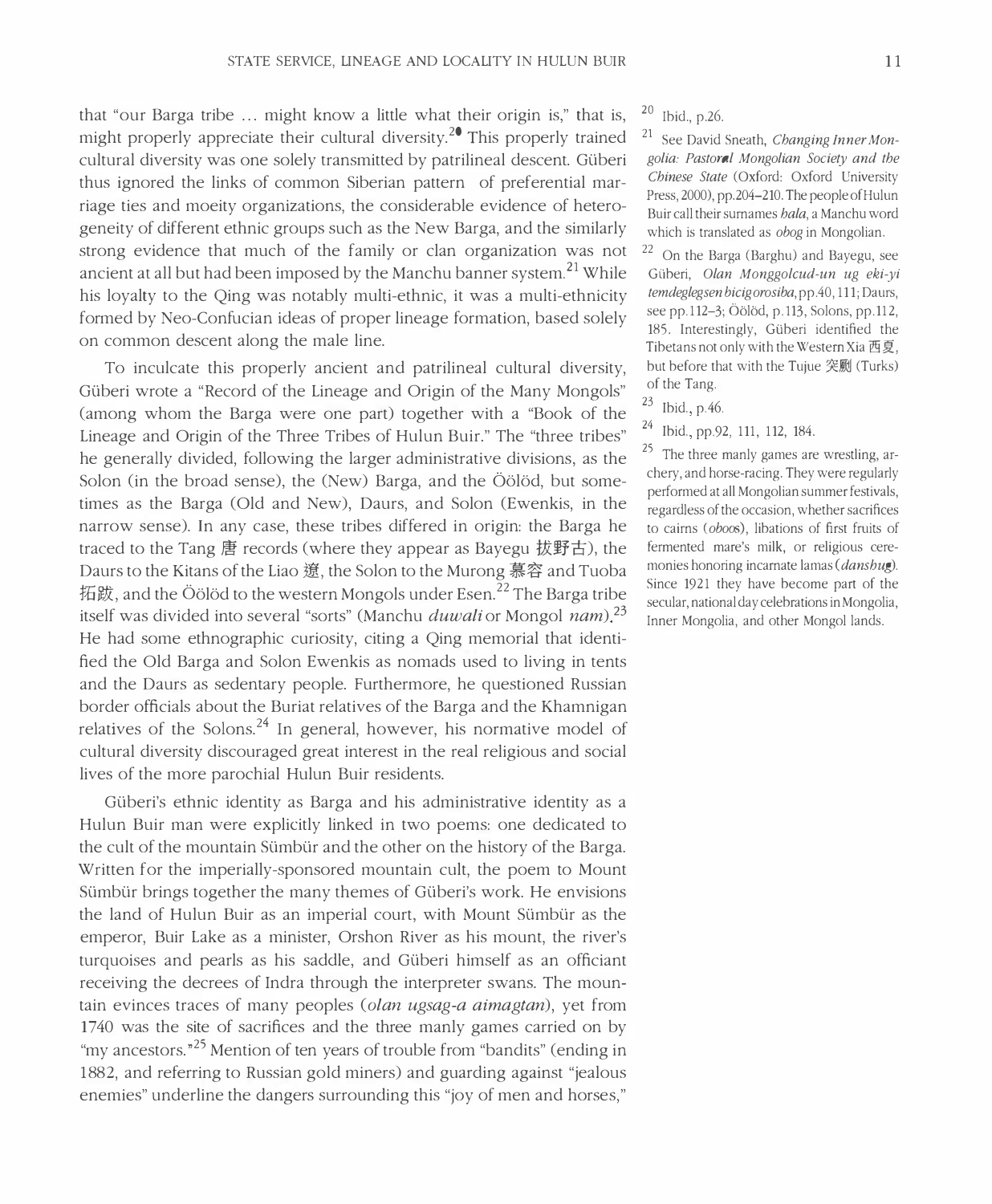that "our Barga tribe ... might know a little what their origin is," that is, might properly appreciate their cultural diversity.[20] This properly trained cultural diversity was one solely transmitted by patrilineal descent. Güberi thus ignored the links of common Siberian pattern of preferential marriage ties and moeity organizations, the considerable evidence of heterogeneity of different ethnic groups such as the New Barga, and the similarly strong evidence that much of the family or clan organization was not ancient at all but had been imposed by the Manchu banner system.[21] While his loyalty to the Qing was notably multi-ethnic, it was a multi-ethnicity formed by Neo-Confucian ideas of proper lineage formation, based solely on common descent along the male line.

To inculcate this properly ancient and patrilineal cultural diversity, Güberi wrote a "Record of the Lineage and Origin of the Many Mongols" (among whom the Barga were one part) together with a "Book of the Lineage and Origin of the Three Tribes of Hulun Buir." The "three tribes" he generally divided, following the larger administrative divisions, as the Solon (in the broad sense), the (New) Barga, and the Öölöd, but sometimes as the Barga (Old and New), Daurs, and Solon (Ewenkis, in the narrow sense). In any case, these tribes differed in origin: the Barga he traced to the Tang 唐 records (where they appear as Bayegu 拔野古), the Daurs to the Kitans of the Liao 遼, the Solon to the Murong 慕容 and Tuoba 拓跋, and the Öölöd to the western Mongols under Esen.[22] The Barga tribe itself was divided into several "sorts" (Manchu *duwali* or Mongol *nam*).[23] He had some ethnographic curiosity, citing a Qing memorial that identified the Old Barga and Solon Ewenkis as nomads used to living in tents and the Daurs as sedentary people. Furthermore, he questioned Russian border officials about the Buriat relatives of the Barga and the Khamnigan relatives of the Solons.[24] In general, however, his normative model of cultural diversity discouraged great interest in the real religious and social lives of the more parochial Hulun Buir residents.

Güberi's ethnic identity as Barga and his administrative identity as a Hulun Buir man were explicitly linked in two poems: one dedicated to the cult of the mountain Sümbür and the other on the history of the Barga. Written for the imperially-sponsored mountain cult, the poem to Mount Sümbür brings together the many themes of Güberi's work. He envisions the land of Hulun Buir as an imperial court, with Mount Sümbür as the emperor, Buir Lake as a minister, Orshon River as his mount, the river's turquoises and pearls as his saddle, and Güberi himself as an officiant receiving the decrees of Indra through the interpreter swans. The mountain evinces traces of many peoples (*olan ugsag-a aimagtan*), yet from 1740 was the site of sacrifices and the three manly games carried on by "my ancestors."[25] Mention of ten years of trouble from "bandits" (ending in 1882, and referring to Russian gold miners) and guarding against "jealous enemies" underline the dangers surrounding this "joy of men and horses,"

---

[20] Ibid., p.26.

[21] See David Sneath, *Changing Inner Mongolia: Pastoral Mongolian Society and the Chinese State* (Oxford: Oxford University Press, 2000), pp.204–210. The people of Hulun Buir call their surnames *hala*, a Manchu word which is translated as *obog* in Mongolian.

[22] On the Barga (Barghu) and Bayegu, see Güberi, *Olan Monggolcud-un ug eki-yi temdeglegsen bicig orosiba*, pp.40, 111; Daurs, see pp.112–3; Öölöd, p.113, Solons, pp.112, 185. Interestingly, Güberi identified the Tibetans not only with the Western Xia 西夏, but before that with the Tujue 突厥 (Turks) of the Tang.

[23] Ibid., p.46.

[24] Ibid., pp.92, 111, 112, 184.

[25] The three manly games are wrestling, archery, and horse-racing. They were regularly performed at all Mongolian summer festivals, regardless of the occasion, whether sacrifices to cairns (*oboos*), libations of first fruits of fermented mare's milk, or religious ceremonies honoring incarnate lamas (*danshug*). Since 1921 they have become part of the secular, national day celebrations in Mongolia, Inner Mongolia, and other Mongol lands.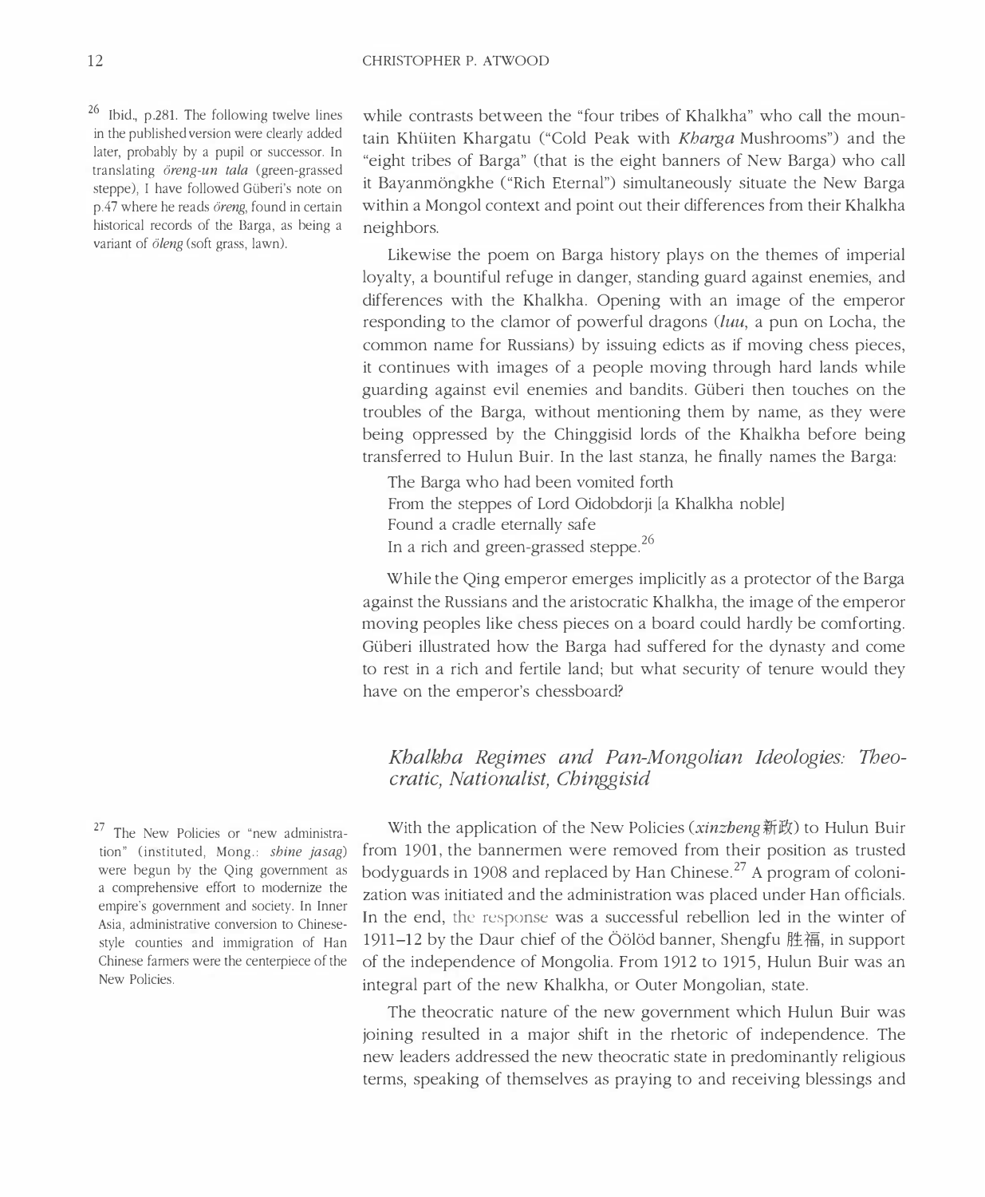while contrasts between the "four tribes of Khalkha" who call the mountain Khüiten Khargatu ("Cold Peak with *Kharga* Mushrooms") and the "eight tribes of Barga" (that is the eight banners of New Barga) who call it Bayanmöngkhe ("Rich Eternal") simultaneously situate the New Barga within a Mongol context and point out their differences from their Khalkha neighbors.

Likewise the poem on Barga history plays on the themes of imperial loyalty, a bountiful refuge in danger, standing guard against enemies, and differences with the Khalkha. Opening with an image of the emperor responding to the clamor of powerful dragons (*luu*, a pun on Locha, the common name for Russians) by issuing edicts as if moving chess pieces, it continues with images of a people moving through hard lands while guarding against evil enemies and bandits. Güberi then touches on the troubles of the Barga, without mentioning them by name, as they were being oppressed by the Chinggisid lords of the Khalkha before being transferred to Hulun Buir. In the last stanza, he finally names the Barga:

> The Barga who had been vomited forth
> From the steppes of Lord Oidobdorji [a Khalkha noble]
> Found a cradle eternally safe
> In a rich and green-grassed steppe.[26]

While the Qing emperor emerges implicitly as a protector of the Barga against the Russians and the aristocratic Khalkha, the image of the emperor moving peoples like chess pieces on a board could hardly be comforting. Güberi illustrated how the Barga had suffered for the dynasty and come to rest in a rich and fertile land; but what security of tenure would they have on the emperor's chessboard?

## *Khalkha Regimes and Pan-Mongolian Ideologies: Theocratic, Nationalist, Chinggisid*

With the application of the New Policies (*xinzheng* 新政) to Hulun Buir from 1901, the bannermen were removed from their position as trusted bodyguards in 1908 and replaced by Han Chinese.[27] A program of colonization was initiated and the administration was placed under Han officials. In the end, the response was a successful rebellion led in the winter of 1911–12 by the Daur chief of the Öölöd banner, Shengfu 胜福, in support of the independence of Mongolia. From 1912 to 1915, Hulun Buir was an integral part of the new Khalkha, or Outer Mongolian, state.

The theocratic nature of the new government which Hulun Buir was joining resulted in a major shift in the rhetoric of independence. The new leaders addressed the new theocratic state in predominantly religious terms, speaking of themselves as praying to and receiving blessings and

---

[26] Ibid., p.281. The following twelve lines in the published version were clearly added later, probably by a pupil or successor. In translating *öreng-un tala* (green-grassed steppe), I have followed Güberi's note on p.47 where he reads *öreng*, found in certain historical records of the Barga, as being a variant of *öleng* (soft grass, lawn).

[27] The New Policies or "new administration" (instituted, Mong.: *shine jasag*) were begun by the Qing government as a comprehensive effort to modernize the empire's government and society. In Inner Asia, administrative conversion to Chinese-style counties and immigration of Han Chinese farmers were the centerpiece of the New Policies.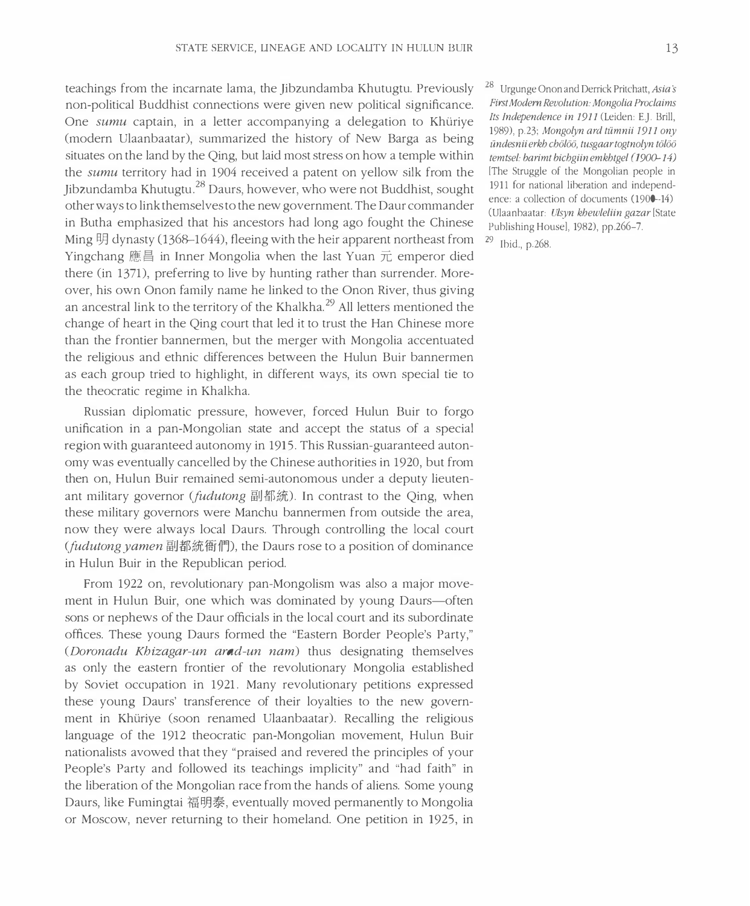teachings from the incarnate lama, the Jibzundamba Khutugtu. Previously non-political Buddhist connections were given new political significance. One *sumu* captain, in a letter accompanying a delegation to Khüriye (modern Ulaanbaatar), summarized the history of New Barga as being situates on the land by the Qing, but laid most stress on how a temple within the *sumu* territory had in 1904 received a patent on yellow silk from the Jibzundamba Khutugtu.[28] Daurs, however, who were not Buddhist, sought other ways to link themselves to the new government. The Daur commander in Butha emphasized that his ancestors had long ago fought the Chinese Ming 明 dynasty (1368–1644), fleeing with the heir apparent northeast from Yingchang 應昌 in Inner Mongolia when the last Yuan 元 emperor died there (in 1371), preferring to live by hunting rather than surrender. Moreover, his own Onon family name he linked to the Onon River, thus giving an ancestral link to the territory of the Khalkha.[29] All letters mentioned the change of heart in the Qing court that led it to trust the Han Chinese more than the frontier bannermen, but the merger with Mongolia accentuated the religious and ethnic differences between the Hulun Buir bannermen as each group tried to highlight, in different ways, its own special tie to the theocratic regime in Khalkha.

Russian diplomatic pressure, however, forced Hulun Buir to forgo unification in a pan-Mongolian state and accept the status of a special region with guaranteed autonomy in 1915. This Russian-guaranteed autonomy was eventually cancelled by the Chinese authorities in 1920, but from then on, Hulun Buir remained semi-autonomous under a deputy lieutenant military governor (*fudutong* 副都統). In contrast to the Qing, when these military governors were Manchu bannermen from outside the area, now they were always local Daurs. Through controlling the local court (*fudutong yamen* 副都統衙門), the Daurs rose to a position of dominance in Hulun Buir in the Republican period.

From 1922 on, revolutionary pan-Mongolism was also a major movement in Hulun Buir, one which was dominated by young Daurs—often sons or nephews of the Daur officials in the local court and its subordinate offices. These young Daurs formed the "Eastern Border People's Party," (*Doronadu Khizagar-un arad-un nam*) thus designating themselves as only the eastern frontier of the revolutionary Mongolia established by Soviet occupation in 1921. Many revolutionary petitions expressed these young Daurs' transference of their loyalties to the new government in Khüriye (soon renamed Ulaanbaatar). Recalling the religious language of the 1912 theocratic pan-Mongolian movement, Hulun Buir nationalists avowed that they "praised and revered the principles of your People's Party and followed its teachings implicity" and "had faith" in the liberation of the Mongolian race from the hands of aliens. Some young Daurs, like Fumingtai 福明泰, eventually moved permanently to Mongolia or Moscow, never returning to their homeland. One petition in 1925, in

[28] Urgunge Onon and Derrick Pritchatt, *Asia's First Modern Revolution: Mongolia Proclaims Its Independence in 1911* (Leiden: E.J. Brill, 1989), p.23; *Mongolyn ard tümnii 1911 ony ündesnii erkh chölöö, tusgaar togtnolyn tölöö temtsel: barimt bichgiin emkhtgel (1900–14)* [The Struggle of the Mongolian people in 1911 for national liberation and independence: a collection of documents (1900–14) (Ulaanbaatar: *Ulsyn khewleliin gazar* [State Publishing House], 1982), pp.266–7.

[29] Ibid., p.268.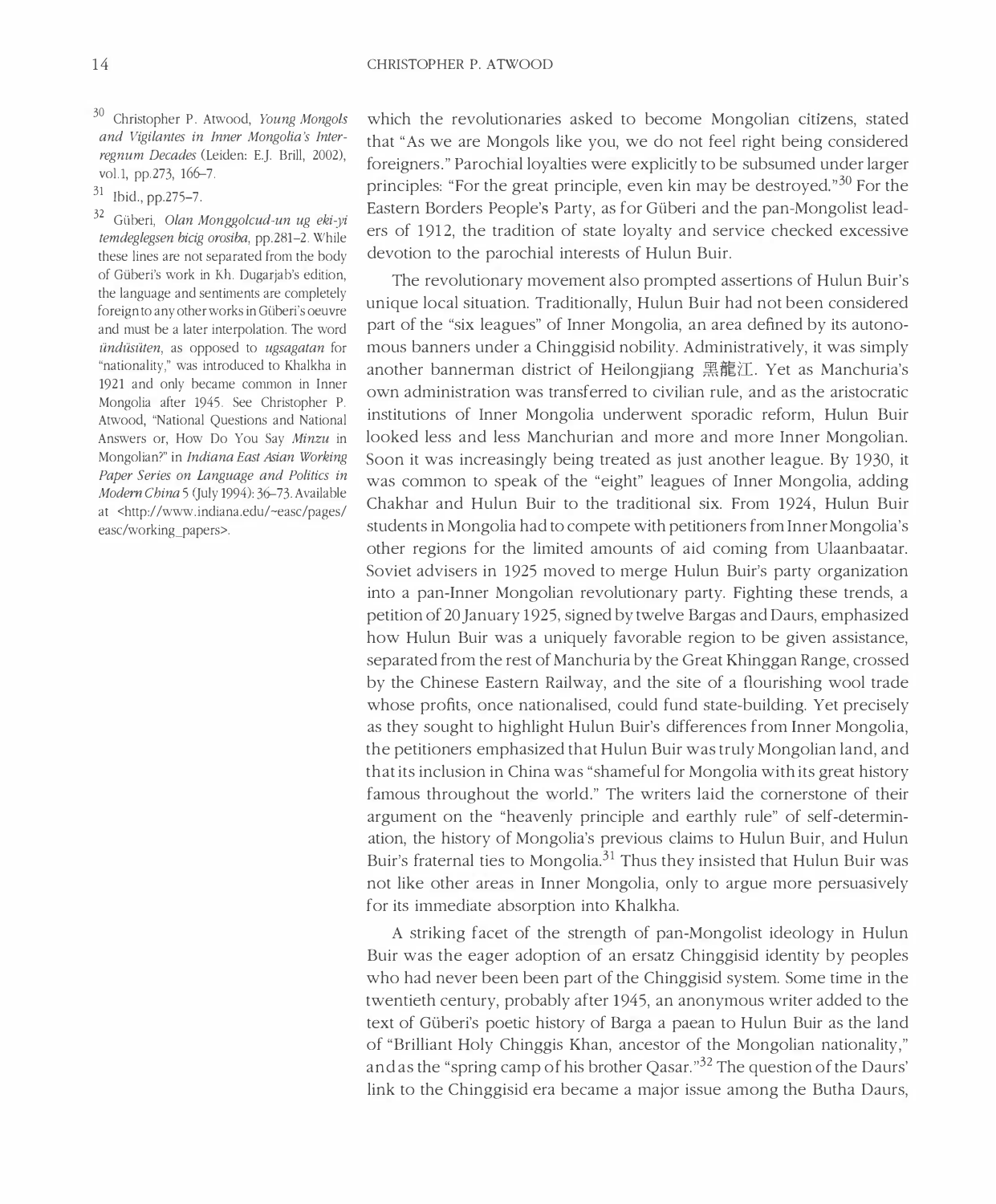which the revolutionaries asked to become Mongolian citizens, stated that "As we are Mongols like you, we do not feel right being considered foreigners." Parochial loyalties were explicitly to be subsumed under larger principles: "For the great principle, even kin may be destroyed."[30] For the Eastern Borders People's Party, as for Güberi and the pan-Mongolist leaders of 1912, the tradition of state loyalty and service checked excessive devotion to the parochial interests of Hulun Buir.

The revolutionary movement also prompted assertions of Hulun Buir's unique local situation. Traditionally, Hulun Buir had not been considered part of the "six leagues" of Inner Mongolia, an area defined by its autonomous banners under a Chinggisid nobility. Administratively, it was simply another bannerman district of Heilongjiang 黑龍江. Yet as Manchuria's own administration was transferred to civilian rule, and as the aristocratic institutions of Inner Mongolia underwent sporadic reform, Hulun Buir looked less and less Manchurian and more and more Inner Mongolian. Soon it was increasingly being treated as just another league. By 1930, it was common to speak of the "eight" leagues of Inner Mongolia, adding Chakhar and Hulun Buir to the traditional six. From 1924, Hulun Buir students in Mongolia had to compete with petitioners from Inner Mongolia's other regions for the limited amounts of aid coming from Ulaanbaatar. Soviet advisers in 1925 moved to merge Hulun Buir's party organization into a pan-Inner Mongolian revolutionary party. Fighting these trends, a petition of 20 January 1925, signed by twelve Bargas and Daurs, emphasized how Hulun Buir was a uniquely favorable region to be given assistance, separated from the rest of Manchuria by the Great Khinggan Range, crossed by the Chinese Eastern Railway, and the site of a flourishing wool trade whose profits, once nationalised, could fund state-building. Yet precisely as they sought to highlight Hulun Buir's differences from Inner Mongolia, the petitioners emphasized that Hulun Buir was truly Mongolian land, and that its inclusion in China was "shameful for Mongolia with its great history famous throughout the world." The writers laid the cornerstone of their argument on the "heavenly principle and earthly rule" of self-determination, the history of Mongolia's previous claims to Hulun Buir, and Hulun Buir's fraternal ties to Mongolia.[31] Thus they insisted that Hulun Buir was not like other areas in Inner Mongolia, only to argue more persuasively for its immediate absorption into Khalkha.

A striking facet of the strength of pan-Mongolist ideology in Hulun Buir was the eager adoption of an ersatz Chinggisid identity by peoples who had never been been part of the Chinggisid system. Some time in the twentieth century, probably after 1945, an anonymous writer added to the text of Güberi's poetic history of Barga a paean to Hulun Buir as the land of "Brilliant Holy Chinggis Khan, ancestor of the Mongolian nationality," and as the "spring camp of his brother Qasar."[32] The question of the Daurs' link to the Chinggisid era became a major issue among the Butha Daurs,

---

[30] Christopher P. Atwood, *Young Mongols and Vigilantes in Inner Mongolia's Interregnum Decades* (Leiden: E.J. Brill, 2002), vol.1, pp.273, 166–7.

[31] Ibid., pp.275–7.

[32] Güberi, *Olan Monggolcud-un ug eki-yi temdeglegsen bicig orosiba*, pp.281–2. While these lines are not separated from the body of Güberi's work in Kh. Dugarjab's edition, the language and sentiments are completely foreign to any other works in Güberi's oeuvre and must be a later interpolation. The word *ündüsüten*, as opposed to *ugsagatan* for "nationality," was introduced to Khalkha in 1921 and only became common in Inner Mongolia after 1945. See Christopher P. Atwood, "National Questions and National Answers or, How Do You Say *Minzu* in Mongolian?" in *Indiana East Asian Working Paper Series on Language and Politics in Modern China* 5 (July 1994): 36–73. Available at <http://www.indiana.edu/~easc/pages/easc/working_papers>.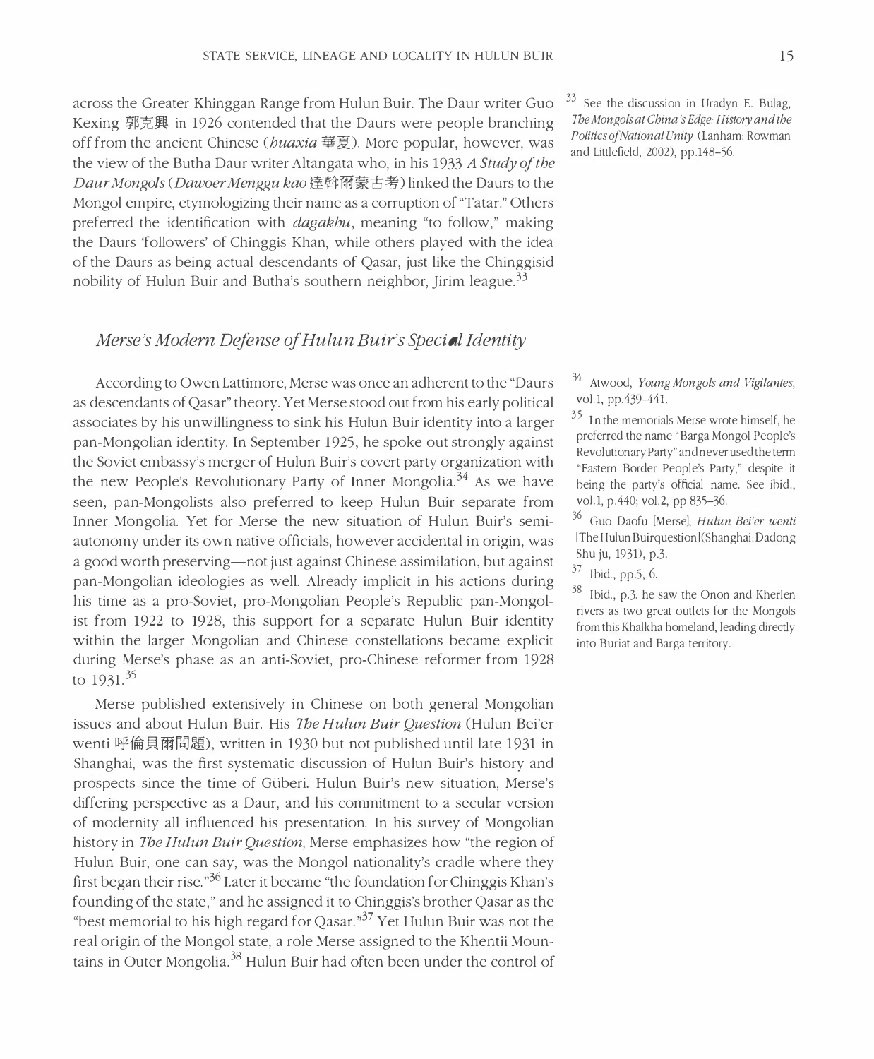across the Greater Khinggan Range from Hulun Buir. The Daur writer Guo Kexing 郭克興 in 1926 contended that the Daurs were people branching off from the ancient Chinese (*huaxia* 華夏). More popular, however, was the view of the Butha Daur writer Altangata who, in his 1933 *A Study of the Daur Mongols* (*Dawoer Menggu kao* 達斡爾蒙古考) linked the Daurs to the Mongol empire, etymologizing their name as a corruption of "Tatar." Others preferred the identification with *dagakhu*, meaning "to follow," making the Daurs 'followers' of Chinggis Khan, while others played with the idea of the Daurs as being actual descendants of Qasar, just like the Chinggisid nobility of Hulun Buir and Butha's southern neighbor, Jirim league.[33]

## *Merse's Modern Defense of Hulun Buir's Special Identity*

According to Owen Lattimore, Merse was once an adherent to the "Daurs as descendants of Qasar" theory. Yet Merse stood out from his early political associates by his unwillingness to sink his Hulun Buir identity into a larger pan-Mongolian identity. In September 1925, he spoke out strongly against the Soviet embassy's merger of Hulun Buir's covert party organization with the new People's Revolutionary Party of Inner Mongolia.[34] As we have seen, pan-Mongolists also preferred to keep Hulun Buir separate from Inner Mongolia. Yet for Merse the new situation of Hulun Buir's semi-autonomy under its own native officials, however accidental in origin, was a good worth preserving—not just against Chinese assimilation, but against pan-Mongolian ideologies as well. Already implicit in his actions during his time as a pro-Soviet, pro-Mongolian People's Republic pan-Mongolist from 1922 to 1928, this support for a separate Hulun Buir identity within the larger Mongolian and Chinese constellations became explicit during Merse's phase as an anti-Soviet, pro-Chinese reformer from 1928 to 1931.[35]

Merse published extensively in Chinese on both general Mongolian issues and about Hulun Buir. His *The Hulun Buir Question* (Hulun Bei'er wenti 呼倫貝爾問題), written in 1930 but not published until late 1931 in Shanghai, was the first systematic discussion of Hulun Buir's history and prospects since the time of Güberi. Hulun Buir's new situation, Merse's differing perspective as a Daur, and his commitment to a secular version of modernity all influenced his presentation. In his survey of Mongolian history in *The Hulun Buir Question*, Merse emphasizes how "the region of Hulun Buir, one can say, was the Mongol nationality's cradle where they first began their rise."[36] Later it became "the foundation for Chinggis Khan's founding of the state," and he assigned it to Chinggis's brother Qasar as the "best memorial to his high regard for Qasar."[37] Yet Hulun Buir was not the real origin of the Mongol state, a role Merse assigned to the Khentii Mountains in Outer Mongolia.[38] Hulun Buir had often been under the control of

---

[33] See the discussion in Uradyn E. Bulag, *The Mongols at China's Edge: History and the Politics of National Unity* (Lanham: Rowman and Littlefield, 2002), pp.148–56.

[34] Atwood, *Young Mongols and Vigilantes*, vol.1, pp.439–441.

[35] In the memorials Merse wrote himself, he preferred the name "Barga Mongol People's Revolutionary Party" and never used the term "Eastern Border People's Party," despite it being the party's official name. See ibid., vol.1, p.440; vol.2, pp.835–36.

[36] Guo Daofu [Merse], *Hulun Bei'er wenti* [The Hulun Buir question](Shanghai: Dadong Shu ju, 1931), p.3.

[37] Ibid., pp.5, 6.

[38] Ibid., p.3. he saw the Onon and Kherlen rivers as two great outlets for the Mongols from this Khalkha homeland, leading directly into Buriat and Barga territory.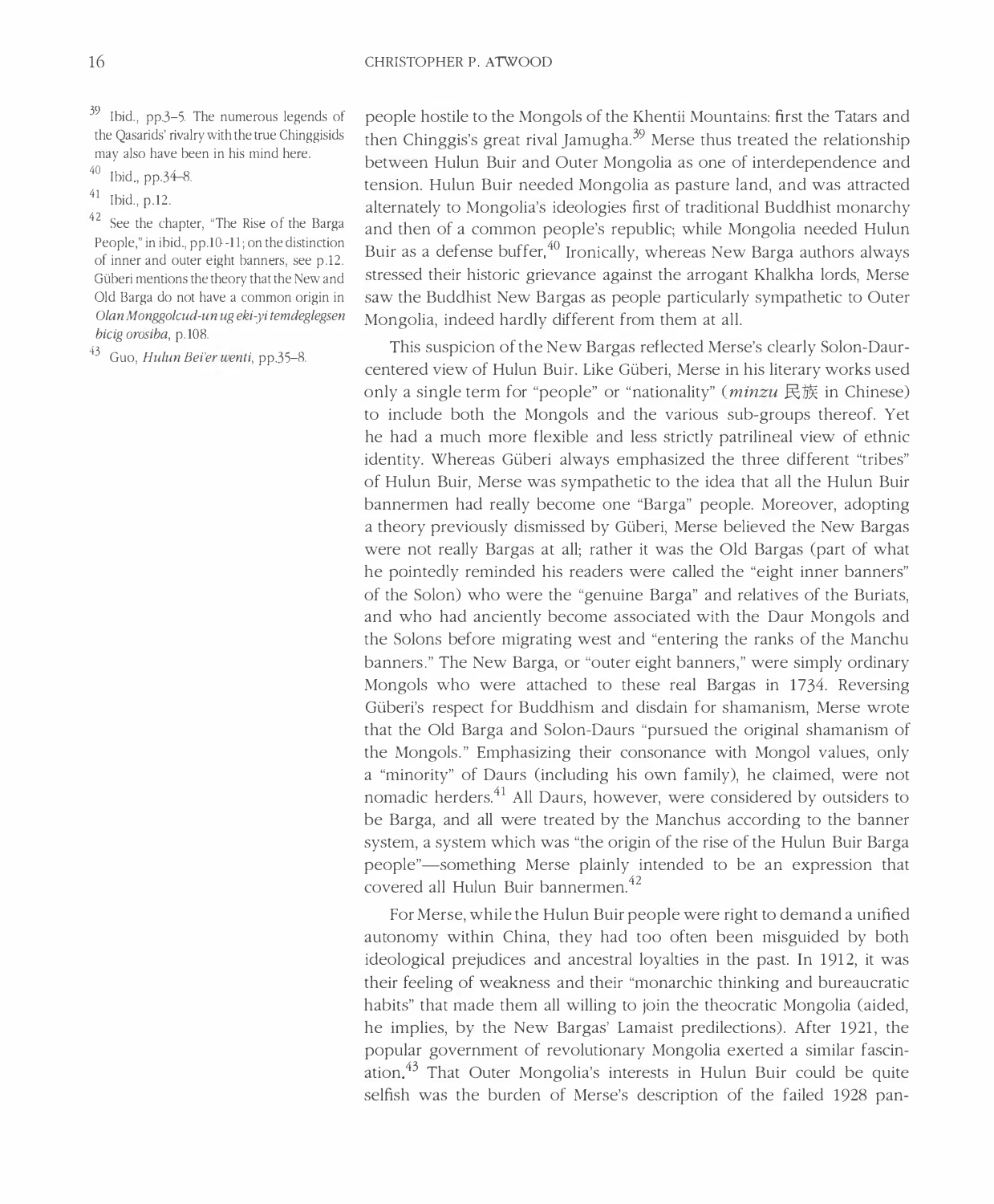people hostile to the Mongols of the Khentii Mountains: first the Tatars and then Chinggis's great rival Jamugha.[39] Merse thus treated the relationship between Hulun Buir and Outer Mongolia as one of interdependence and tension. Hulun Buir needed Mongolia as pasture land, and was attracted alternately to Mongolia's ideologies first of traditional Buddhist monarchy and then of a common people's republic; while Mongolia needed Hulun Buir as a defense buffer.[40] Ironically, whereas New Barga authors always stressed their historic grievance against the arrogant Khalkha lords, Merse saw the Buddhist New Bargas as people particularly sympathetic to Outer Mongolia, indeed hardly different from them at all.

This suspicion of the New Bargas reflected Merse's clearly Solon-Daur-centered view of Hulun Buir. Like Güberi, Merse in his literary works used only a single term for "people" or "nationality" (*minzu* 民族 in Chinese) to include both the Mongols and the various sub-groups thereof. Yet he had a much more flexible and less strictly patrilineal view of ethnic identity. Whereas Güberi always emphasized the three different "tribes" of Hulun Buir, Merse was sympathetic to the idea that all the Hulun Buir bannermen had really become one "Barga" people. Moreover, adopting a theory previously dismissed by Güberi, Merse believed the New Bargas were not really Bargas at all; rather it was the Old Bargas (part of what he pointedly reminded his readers were called the "eight inner banners" of the Solon) who were the "genuine Barga" and relatives of the Buriats, and who had anciently become associated with the Daur Mongols and the Solons before migrating west and "entering the ranks of the Manchu banners." The New Barga, or "outer eight banners," were simply ordinary Mongols who were attached to these real Bargas in 1734. Reversing Güberi's respect for Buddhism and disdain for shamanism, Merse wrote that the Old Barga and Solon-Daurs "pursued the original shamanism of the Mongols." Emphasizing their consonance with Mongol values, only a "minority" of Daurs (including his own family), he claimed, were not nomadic herders.[41] All Daurs, however, were considered by outsiders to be Barga, and all were treated by the Manchus according to the banner system, a system which was "the origin of the rise of the Hulun Buir Barga people"—something Merse plainly intended to be an expression that covered all Hulun Buir bannermen.[42]

For Merse, while the Hulun Buir people were right to demand a unified autonomy within China, they had too often been misguided by both ideological prejudices and ancestral loyalties in the past. In 1912, it was their feeling of weakness and their "monarchic thinking and bureaucratic habits" that made them all willing to join the theocratic Mongolia (aided, he implies, by the New Bargas' Lamaist predilections). After 1921, the popular government of revolutionary Mongolia exerted a similar fascination.[43] That Outer Mongolia's interests in Hulun Buir could be quite selfish was the burden of Merse's description of the failed 1928 pan-

---

[39] Ibid., pp.3–5. The numerous legends of the Qasarids' rivalry with the true Chinggisids may also have been in his mind here.

[40] Ibid., pp.34–8.

[41] Ibid., p.12.

[42] See the chapter, "The Rise of the Barga People," in ibid., pp.10–11; on the distinction of inner and outer eight banners, see p.12. Güberi mentions the theory that the New and Old Barga do not have a common origin in *Olan Monggolcud-un ug eki-yi temdeglegsen bicig orosiba*, p.108.

[43] Guo, *Hulun Bei'er wenti*, pp.35–8.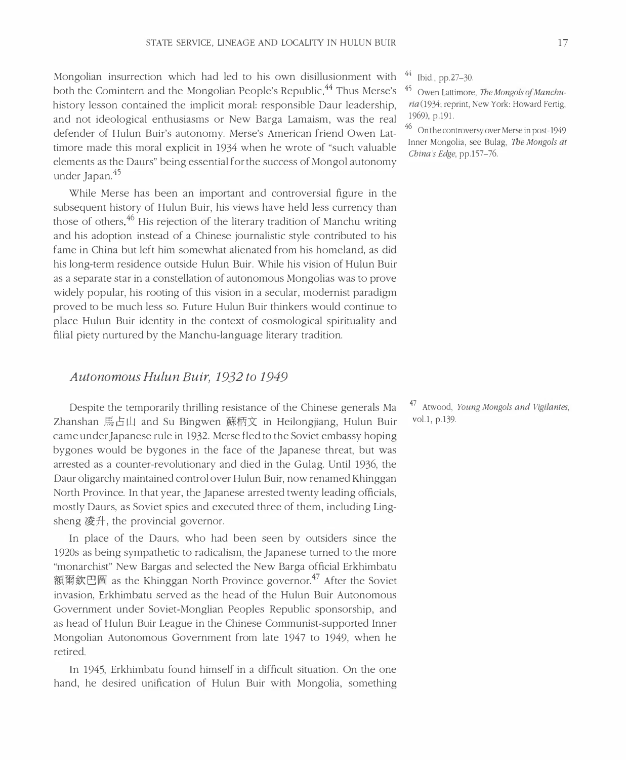Mongolian insurrection which had led to his own disillusionment with both the Comintern and the Mongolian People's Republic.[44] Thus Merse's history lesson contained the implicit moral: responsible Daur leadership, and not ideological enthusiasms or New Barga Lamaism, was the real defender of Hulun Buir's autonomy. Merse's American friend Owen Lattimore made this moral explicit in 1934 when he wrote of "such valuable elements as the Daurs" being essential for the success of Mongol autonomy under Japan.[45]

While Merse has been an important and controversial figure in the subsequent history of Hulun Buir, his views have held less currency than those of others.[46] His rejection of the literary tradition of Manchu writing and his adoption instead of a Chinese journalistic style contributed to his fame in China but left him somewhat alienated from his homeland, as did his long-term residence outside Hulun Buir. While his vision of Hulun Buir as a separate star in a constellation of autonomous Mongolias was to prove widely popular, his rooting of this vision in a secular, modernist paradigm proved to be much less so. Future Hulun Buir thinkers would continue to place Hulun Buir identity in the context of cosmological spirituality and filial piety nurtured by the Manchu-language literary tradition.

[44] Ibid., pp.27–30.

[45] Owen Lattimore, *The Mongols of Manchuria* (1934; reprint, New York: Howard Fertig, 1969), p.191.

[46] On the controversy over Merse in post-1949 Inner Mongolia, see Bulag, *The Mongols at China's Edge*, pp.157–76.

## *Autonomous Hulun Buir, 1932 to 1949*

Despite the temporarily thrilling resistance of the Chinese generals Ma Zhanshan 馬占山 and Su Bingwen 蘇柄文 in Heilongjiang, Hulun Buir came under Japanese rule in 1932. Merse fled to the Soviet embassy hoping bygones would be bygones in the face of the Japanese threat, but was arrested as a counter-revolutionary and died in the Gulag. Until 1936, the Daur oligarchy maintained control over Hulun Buir, now renamed Khinggan North Province. In that year, the Japanese arrested twenty leading officials, mostly Daurs, as Soviet spies and executed three of them, including Lingsheng 凌升, the provincial governor.

In place of the Daurs, who had been seen by outsiders since the 1920s as being sympathetic to radicalism, the Japanese turned to the more "monarchist" New Bargas and selected the New Barga official Erkhimbatu 額爾欽巴圖 as the Khinggan North Province governor.[47] After the Soviet invasion, Erkhimbatu served as the head of the Hulun Buir Autonomous Government under Soviet-Monglian Peoples Republic sponsorship, and as head of Hulun Buir League in the Chinese Communist-supported Inner Mongolian Autonomous Government from late 1947 to 1949, when he retired.

[47] Atwood, *Young Mongols and Vigilantes*, vol.1, p.139.

In 1945, Erkhimbatu found himself in a difficult situation. On the one hand, he desired unification of Hulun Buir with Mongolia, something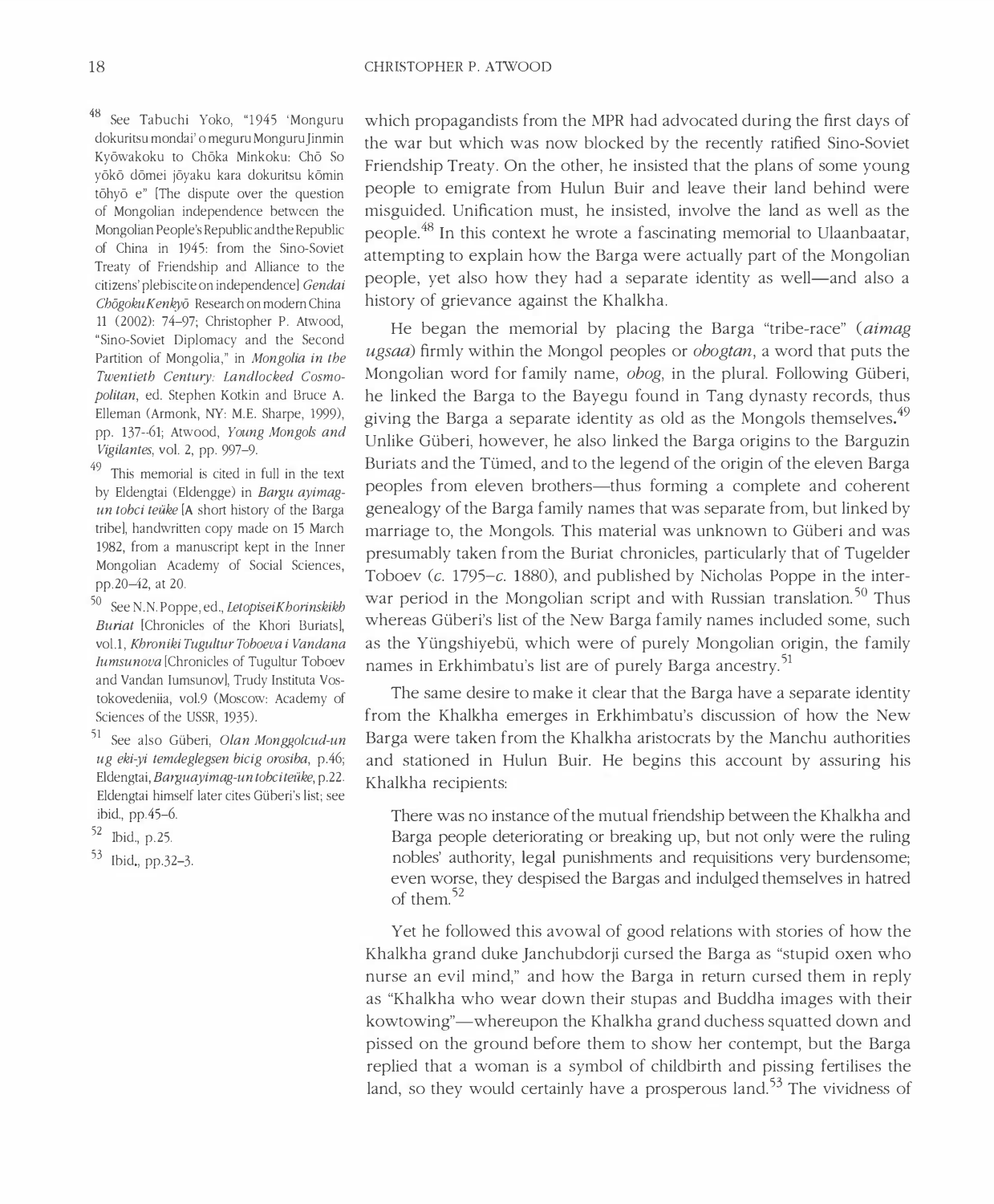which propagandists from the MPR had advocated during the first days of the war but which was now blocked by the recently ratified Sino-Soviet Friendship Treaty. On the other, he insisted that the plans of some young people to emigrate from Hulun Buir and leave their land behind were misguided. Unification must, he insisted, involve the land as well as the people.[48] In this context he wrote a fascinating memorial to Ulaanbaatar, attempting to explain how the Barga were actually part of the Mongolian people, yet also how they had a separate identity as well—and also a history of grievance against the Khalkha.

He began the memorial by placing the Barga "tribe-race" (*aimag ugsaa*) firmly within the Mongol peoples or *obogtan*, a word that puts the Mongolian word for family name, *obog*, in the plural. Following Güberi, he linked the Barga to the Bayegu found in Tang dynasty records, thus giving the Barga a separate identity as old as the Mongols themselves.[49] Unlike Güberi, however, he also linked the Barga origins to the Barguzin Buriats and the Tümed, and to the legend of the origin of the eleven Barga peoples from eleven brothers—thus forming a complete and coherent genealogy of the Barga family names that was separate from, but linked by marriage to, the Mongols. This material was unknown to Güberi and was presumably taken from the Buriat chronicles, particularly that of Tugelder Toboev (*c.* 1795–*c.* 1880), and published by Nicholas Poppe in the inter-war period in the Mongolian script and with Russian translation.[50] Thus whereas Güberi's list of the New Barga family names included some, such as the Yüngshiyebü, which were of purely Mongolian origin, the family names in Erkhimbatu's list are of purely Barga ancestry.[51]

The same desire to make it clear that the Barga have a separate identity from the Khalkha emerges in Erkhimbatu's discussion of how the New Barga were taken from the Khalkha aristocrats by the Manchu authorities and stationed in Hulun Buir. He begins this account by assuring his Khalkha recipients:

> There was no instance of the mutual friendship between the Khalkha and Barga people deteriorating or breaking up, but not only were the ruling nobles' authority, legal punishments and requisitions very burdensome; even worse, they despised the Bargas and indulged themselves in hatred of them.[52]

Yet he followed this avowal of good relations with stories of how the Khalkha grand duke Janchubdorji cursed the Barga as "stupid oxen who nurse an evil mind," and how the Barga in return cursed them in reply as "Khalkha who wear down their stupas and Buddha images with their kowtowing"—whereupon the Khalkha grand duchess squatted down and pissed on the ground before them to show her contempt, but the Barga replied that a woman is a symbol of childbirth and pissing fertilises the land, so they would certainly have a prosperous land.[53] The vividness of

---

[48] See Tabuchi Yoko, "1945 'Monguru dokuritsu mondai' o meguru Monguru Jinmin Kyōwakoku to Chōka Minkoku: Chō So yōkō dōmei jōyaku kara dokuritsu kōmin tōhyō e" [The dispute over the question of Mongolian independence between the Mongolian People's Republic and the Republic of China in 1945: from the Sino-Soviet Treaty of Friendship and Alliance to the citizens' plebiscite on independence] *Gendai ChōgokuKenkyō* Research on modern China 11 (2002): 74–97; Christopher P. Atwood, "Sino-Soviet Diplomacy and the Second Partition of Mongolia," in *Mongolia in the Twentieth Century: Landlocked Cosmopolitan*, ed. Stephen Kotkin and Bruce A. Elleman (Armonk, NY: M.E. Sharpe, 1999), pp. 137–61; Atwood, *Young Mongols and Vigilantes*, vol. 2, pp. 997–9.

[49] This memorial is cited in full in the text by Eldengtai (Eldengge) in *Bargu ayimag-un tobci teüke* [A short history of the Barga tribe], handwritten copy made on 15 March 1982, from a manuscript kept in the Inner Mongolian Academy of Social Sciences, pp.20–42, at 20.

[50] See N.N. Poppe, ed., *LetopiseiKhorinskikh Buriat* [Chronicles of the Khori Buriats], vol.1, *Khroniki Tugultur Toboeva i Vandana Iumsunova* [Chronicles of Tugultur Toboev and Vandan Iumsunov], Trudy Instituta Vostokovedeniia, vol.9 (Moscow: Academy of Sciences of the USSR, 1935).

[51] See also Güberi, *Olan Monggolcud-un ug eki-yi temdeglegsen bicig orosiba*, p.46; Eldengtai, *Barguayimag-un tobciteüke*, p.22. Eldengtai himself later cites Güberi's list; see ibid., pp.45–6.

[52] Ibid., p.25.

[53] Ibid., pp.32–3.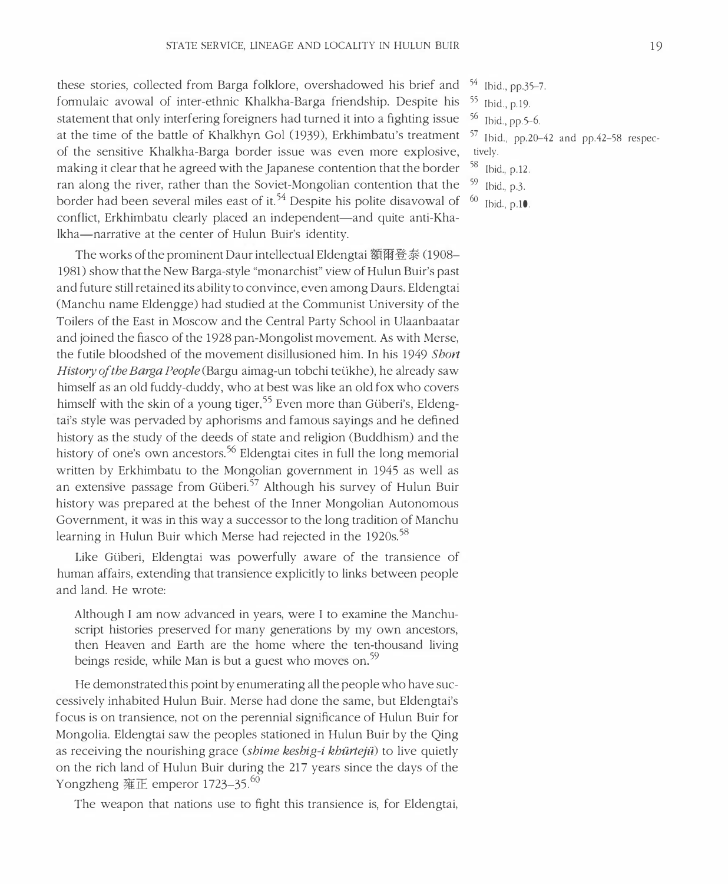these stories, collected from Barga folklore, overshadowed his brief and formulaic avowal of inter-ethnic Khalkha-Barga friendship. Despite his statement that only interfering foreigners had turned it into a fighting issue at the time of the battle of Khalkhyn Gol (1939), Erkhimbatu's treatment of the sensitive Khalkha-Barga border issue was even more explosive, making it clear that he agreed with the Japanese contention that the border ran along the river, rather than the Soviet-Mongolian contention that the border had been several miles east of it.[54] Despite his polite disavowal of conflict, Erkhimbatu clearly placed an independent—and quite anti-Khalkha—narrative at the center of Hulun Buir's identity.

The works of the prominent Daur intellectual Eldengtai 額爾登泰 (1908–1981) show that the New Barga-style "monarchist" view of Hulun Buir's past and future still retained its ability to convince, even among Daurs. Eldengtai (Manchu name Eldengge) had studied at the Communist University of the Toilers of the East in Moscow and the Central Party School in Ulaanbaatar and joined the fiasco of the 1928 pan-Mongolist movement. As with Merse, the futile bloodshed of the movement disillusioned him. In his 1949 *Short History of the Barga People* (Bargu aimag-un tobchi teükhe), he already saw himself as an old fuddy-duddy, who at best was like an old fox who covers himself with the skin of a young tiger.[55] Even more than Güberi's, Eldengtai's style was pervaded by aphorisms and famous sayings and he defined history as the study of the deeds of state and religion (Buddhism) and the history of one's own ancestors.[56] Eldengtai cites in full the long memorial written by Erkhimbatu to the Mongolian government in 1945 as well as an extensive passage from Güberi.[57] Although his survey of Hulun Buir history was prepared at the behest of the Inner Mongolian Autonomous Government, it was in this way a successor to the long tradition of Manchu learning in Hulun Buir which Merse had rejected in the 1920s.[58]

Like Güberi, Eldengtai was powerfully aware of the transience of human affairs, extending that transience explicitly to links between people and land. He wrote:

> Although I am now advanced in years, were I to examine the Manchu-script histories preserved for many generations by my own ancestors, then Heaven and Earth are the home where the ten-thousand living beings reside, while Man is but a guest who moves on.[59]

He demonstrated this point by enumerating all the people who have successively inhabited Hulun Buir. Merse had done the same, but Eldengtai's focus is on transience, not on the perennial significance of Hulun Buir for Mongolia. Eldengtai saw the peoples stationed in Hulun Buir by the Qing as receiving the nourishing grace (*shime keshig-i khürtejü*) to live quietly on the rich land of Hulun Buir during the 217 years since the days of the Yongzheng 雍正 emperor 1723–35.[60]

The weapon that nations use to fight this transience is, for Eldengtai,

[54] Ibid., pp.35–7.

[55] Ibid., p.19.

[56] Ibid., pp.5–6.

[57] Ibid., pp.20–42 and pp.42–58 respectively.

[58] Ibid., p.12.

[59] Ibid., p.3.

[60] Ibid., p.10.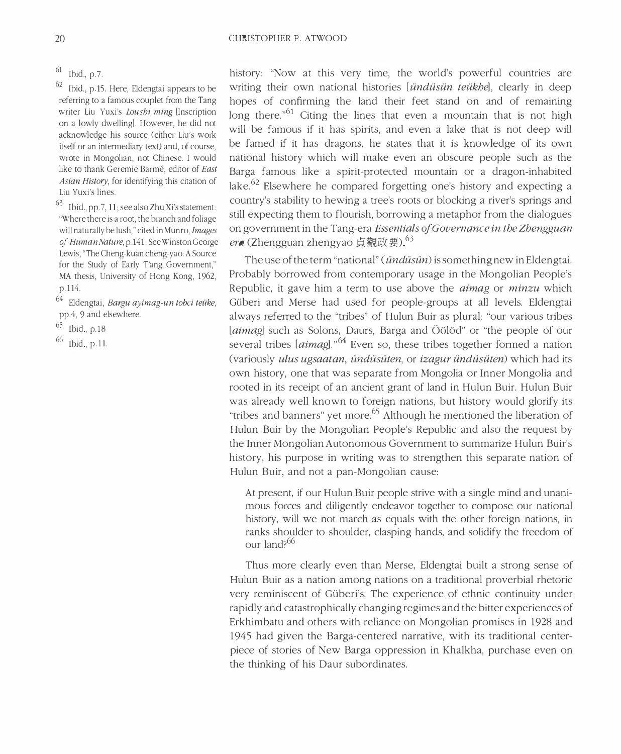history: "Now at this very time, the world's powerful countries are writing their own national histories [*ündüsün teükhe*], clearly in deep hopes of confirming the land their feet stand on and of remaining long there."[61] Citing the lines that even a mountain that is not high will be famous if it has spirits, and even a lake that is not deep will be famed if it has dragons, he states that it is knowledge of its own national history which will make even an obscure people such as the Barga famous like a spirit-protected mountain or a dragon-inhabited lake.[62] Elsewhere he compared forgetting one's history and expecting a country's stability to hewing a tree's roots or blocking a river's springs and still expecting them to flourish, borrowing a metaphor from the dialogues on government in the Tang-era *Essentials of Governance in the Zhengguan era* (Zhengguan zhengyao 貞觀政要).[63]

The use of the term "national" (*ündüsün*) is something new in Eldengtai. Probably borrowed from contemporary usage in the Mongolian People's Republic, it gave him a term to use above the *aimag* or *minzu* which Güberi and Merse had used for people-groups at all levels. Eldengtai always referred to the "tribes" of Hulun Buir as plural: "our various tribes [*aimag*] such as Solons, Daurs, Barga and Öölöd" or "the people of our several tribes [*aimag*]."[64] Even so, these tribes together formed a nation (variously *ulus ugsaatan*, *ündüsüten*, or *izagur ündüsüten*) which had its own history, one that was separate from Mongolia or Inner Mongolia and rooted in its receipt of an ancient grant of land in Hulun Buir. Hulun Buir was already well known to foreign nations, but history would glorify its "tribes and banners" yet more.[65] Although he mentioned the liberation of Hulun Buir by the Mongolian People's Republic and also the request by the Inner Mongolian Autonomous Government to summarize Hulun Buir's history, his purpose in writing was to strengthen this separate nation of Hulun Buir, and not a pan-Mongolian cause:

> At present, if our Hulun Buir people strive with a single mind and unanimous forces and diligently endeavor together to compose our national history, will we not march as equals with the other foreign nations, in ranks shoulder to shoulder, clasping hands, and solidify the freedom of our land?[66]

Thus more clearly even than Merse, Eldengtai built a strong sense of Hulun Buir as a nation among nations on a traditional proverbial rhetoric very reminiscent of Güberi's. The experience of ethnic continuity under rapidly and catastrophically changing regimes and the bitter experiences of Erkhimbatu and others with reliance on Mongolian promises in 1928 and 1945 had given the Barga-centered narrative, with its traditional centerpiece of stories of New Barga oppression in Khalkha, purchase even on the thinking of his Daur subordinates.

---

[61] Ibid., p.7.

[62] Ibid., p.15. Here, Eldengtai appears to be referring to a famous couplet from the Tang writer Liu Yuxi's *Loushi ming* [Inscription on a lowly dwelling]. However, he did not acknowledge his source (either Liu's work itself or an intermediary text) and, of course, wrote in Mongolian, not Chinese. I would like to thank Geremie Barmé, editor of *East Asian History*, for identifying this citation of Liu Yuxi's lines.

[63] Ibid., pp.7, 11; see also Zhu Xi's statement: "Where there is a root, the branch and foliage will naturally be lush," cited in Munro, *Images of Human Nature*, p.141. See Winston George Lewis, "The Cheng-kuan cheng-yao: A Source for the Study of Early T'ang Government," MA thesis, University of Hong Kong, 1962, p.114.

[64] Eldengtai, *Bargu ayimag-un tobci teüke*, pp.4, 9 and elsewhere.

[65] Ibid., p.18

[66] Ibid., p.11.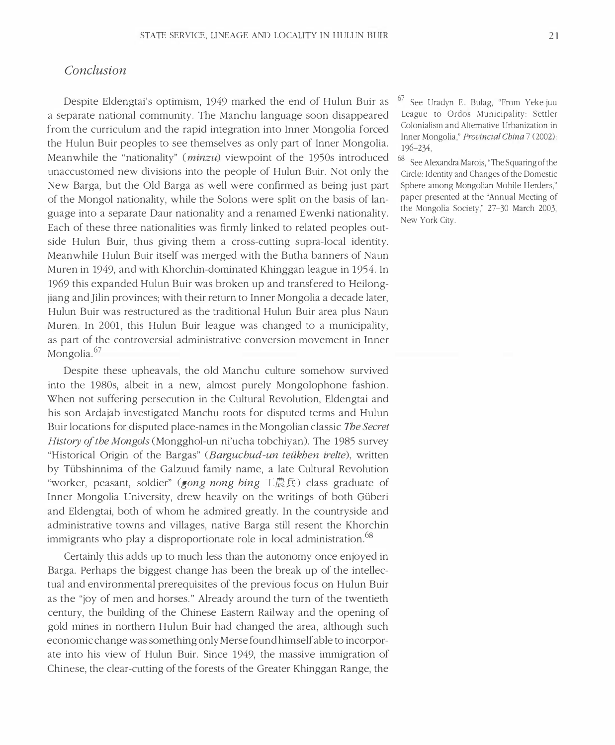## *Conclusion*

Despite Eldengtai's optimism, 1949 marked the end of Hulun Buir as a separate national community. The Manchu language soon disappeared from the curriculum and the rapid integration into Inner Mongolia forced the Hulun Buir peoples to see themselves as only part of Inner Mongolia. Meanwhile the "nationality" (*minzu*) viewpoint of the 1950s introduced unaccustomed new divisions into the people of Hulun Buir. Not only the New Barga, but the Old Barga as well were confirmed as being just part of the Mongol nationality, while the Solons were split on the basis of language into a separate Daur nationality and a renamed Ewenki nationality. Each of these three nationalities was firmly linked to related peoples outside Hulun Buir, thus giving them a cross-cutting supra-local identity. Meanwhile Hulun Buir itself was merged with the Butha banners of Naun Muren in 1949, and with Khorchin-dominated Khinggan league in 1954. In 1969 this expanded Hulun Buir was broken up and transfered to Heilongjiang and Jilin provinces; with their return to Inner Mongolia a decade later, Hulun Buir was restructured as the traditional Hulun Buir area plus Naun Muren. In 2001, this Hulun Buir league was changed to a municipality, as part of the controversial administrative conversion movement in Inner Mongolia.[67]

Despite these upheavals, the old Manchu culture somehow survived into the 1980s, albeit in a new, almost purely Mongolophone fashion. When not suffering persecution in the Cultural Revolution, Eldengtai and his son Ardajab investigated Manchu roots for disputed terms and Hulun Buir locations for disputed place-names in the Mongolian classic *The Secret History of the Mongols* (Mongghol-un ni'ucha tobchiyan). The 1985 survey "Historical Origin of the Bargas" (*Barguchud-un teükhen irelte*), written by Tübshinnima of the Galzuud family name, a late Cultural Revolution "worker, peasant, soldier" (*gong nong bing* 工農兵) class graduate of Inner Mongolia University, drew heavily on the writings of both Güberi and Eldengtai, both of whom he admired greatly. In the countryside and administrative towns and villages, native Barga still resent the Khorchin immigrants who play a disproportionate role in local administration.[68]

Certainly this adds up to much less than the autonomy once enjoyed in Barga. Perhaps the biggest change has been the break up of the intellectual and environmental prerequisites of the previous focus on Hulun Buir as the "joy of men and horses." Already around the turn of the twentieth century, the building of the Chinese Eastern Railway and the opening of gold mines in northern Hulun Buir had changed the area, although such economic change was something only Merse found himself able to incorporate into his view of Hulun Buir. Since 1949, the massive immigration of Chinese, the clear-cutting of the forests of the Greater Khinggan Range, the

[67] See Uradyn E. Bulag, "From Yeke-juu League to Ordos Municipality: Settler Colonialism and Alternative Urbanization in Inner Mongolia," *Provincial China* 7 (2002): 196–234.

[68] See Alexandra Marois, "The Squaring of the Circle: Identity and Changes of the Domestic Sphere among Mongolian Mobile Herders," paper presented at the "Annual Meeting of the Mongolia Society," 27–30 March 2003, New York City.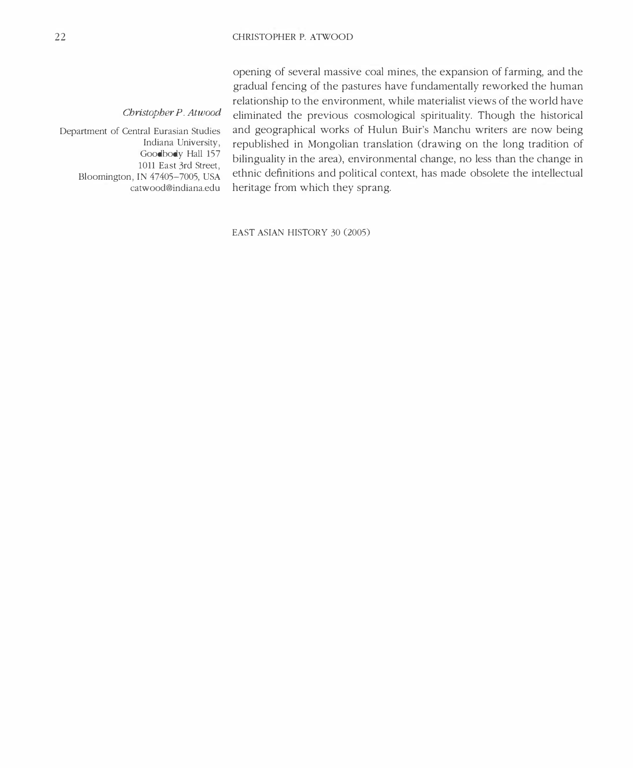opening of several massive coal mines, the expansion of farming, and the gradual fencing of the pastures have fundamentally reworked the human relationship to the environment, while materialist views of the world have eliminated the previous cosmological spirituality. Though the historical and geographical works of Hulun Buir's Manchu writers are now being republished in Mongolian translation (drawing on the long tradition of bilinguality in the area), environmental change, no less than the change in ethnic definitions and political context, has made obsolete the intellectual heritage from which they sprang.

*Christopher P. Atwood*

Department of Central Eurasian Studies
Indiana University,
Goodbody Hall 157
1011 East 3rd Street,
Bloomington, IN 47405–7005, USA
catwood@indiana.edu